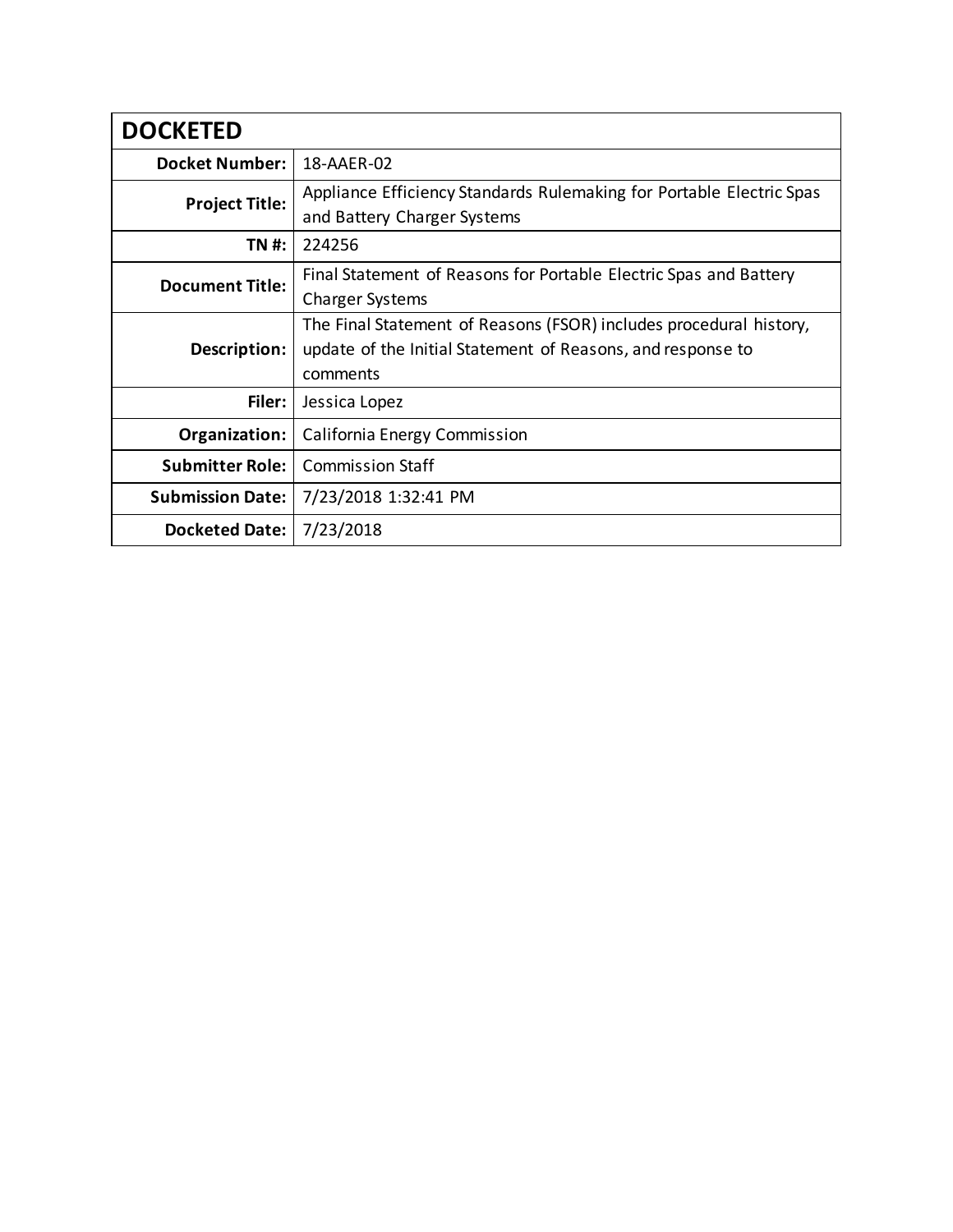| DOCKETED | |
|---|---|
| **Docket Number:** | 18-AAER-02 |
| **Project Title:** | Appliance Efficiency Standards Rulemaking for Portable Electric Spas and Battery Charger Systems |
| **TN #:** | 224256 |
| **Document Title:** | Final Statement of Reasons for Portable Electric Spas and Battery Charger Systems |
| **Description:** | The Final Statement of Reasons (FSOR) includes procedural history, update of the Initial Statement of Reasons, and response to comments |
| **Filer:** | Jessica Lopez |
| **Organization:** | California Energy Commission |
| **Submitter Role:** | Commission Staff |
| **Submission Date:** | 7/23/2018 1:32:41 PM |
| **Docketed Date:** | 7/23/2018 |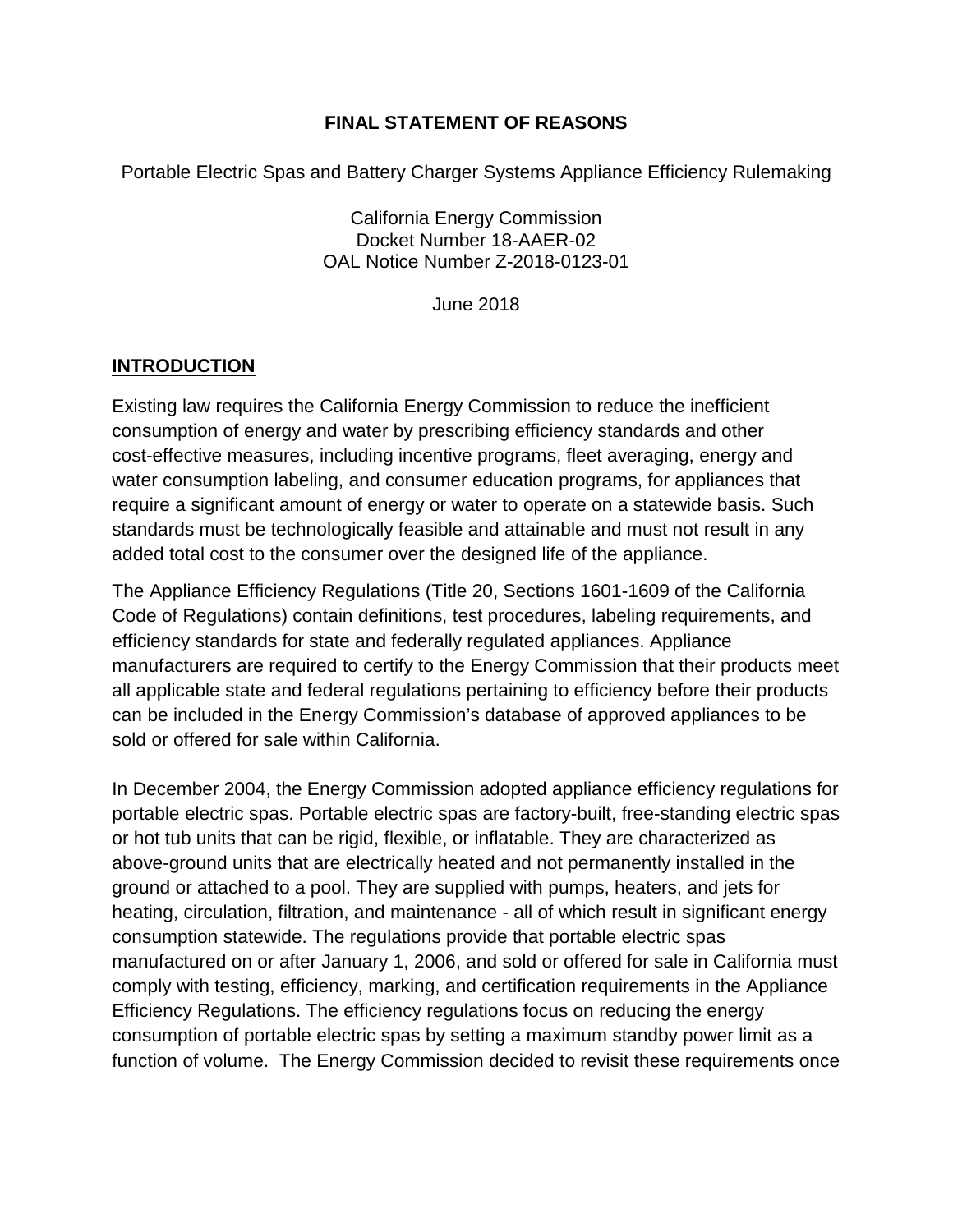**FINAL STATEMENT OF REASONS**

Portable Electric Spas and Battery Charger Systems Appliance Efficiency Rulemaking

California Energy Commission
Docket Number 18-AAER-02
OAL Notice Number Z-2018-0123-01

June 2018

## INTRODUCTION

Existing law requires the California Energy Commission to reduce the inefficient consumption of energy and water by prescribing efficiency standards and other cost-effective measures, including incentive programs, fleet averaging, energy and water consumption labeling, and consumer education programs, for appliances that require a significant amount of energy or water to operate on a statewide basis. Such standards must be technologically feasible and attainable and must not result in any added total cost to the consumer over the designed life of the appliance.

The Appliance Efficiency Regulations (Title 20, Sections 1601-1609 of the California Code of Regulations) contain definitions, test procedures, labeling requirements, and efficiency standards for state and federally regulated appliances. Appliance manufacturers are required to certify to the Energy Commission that their products meet all applicable state and federal regulations pertaining to efficiency before their products can be included in the Energy Commission's database of approved appliances to be sold or offered for sale within California.

In December 2004, the Energy Commission adopted appliance efficiency regulations for portable electric spas. Portable electric spas are factory-built, free-standing electric spas or hot tub units that can be rigid, flexible, or inflatable. They are characterized as above-ground units that are electrically heated and not permanently installed in the ground or attached to a pool. They are supplied with pumps, heaters, and jets for heating, circulation, filtration, and maintenance - all of which result in significant energy consumption statewide. The regulations provide that portable electric spas manufactured on or after January 1, 2006, and sold or offered for sale in California must comply with testing, efficiency, marking, and certification requirements in the Appliance Efficiency Regulations. The efficiency regulations focus on reducing the energy consumption of portable electric spas by setting a maximum standby power limit as a function of volume. The Energy Commission decided to revisit these requirements once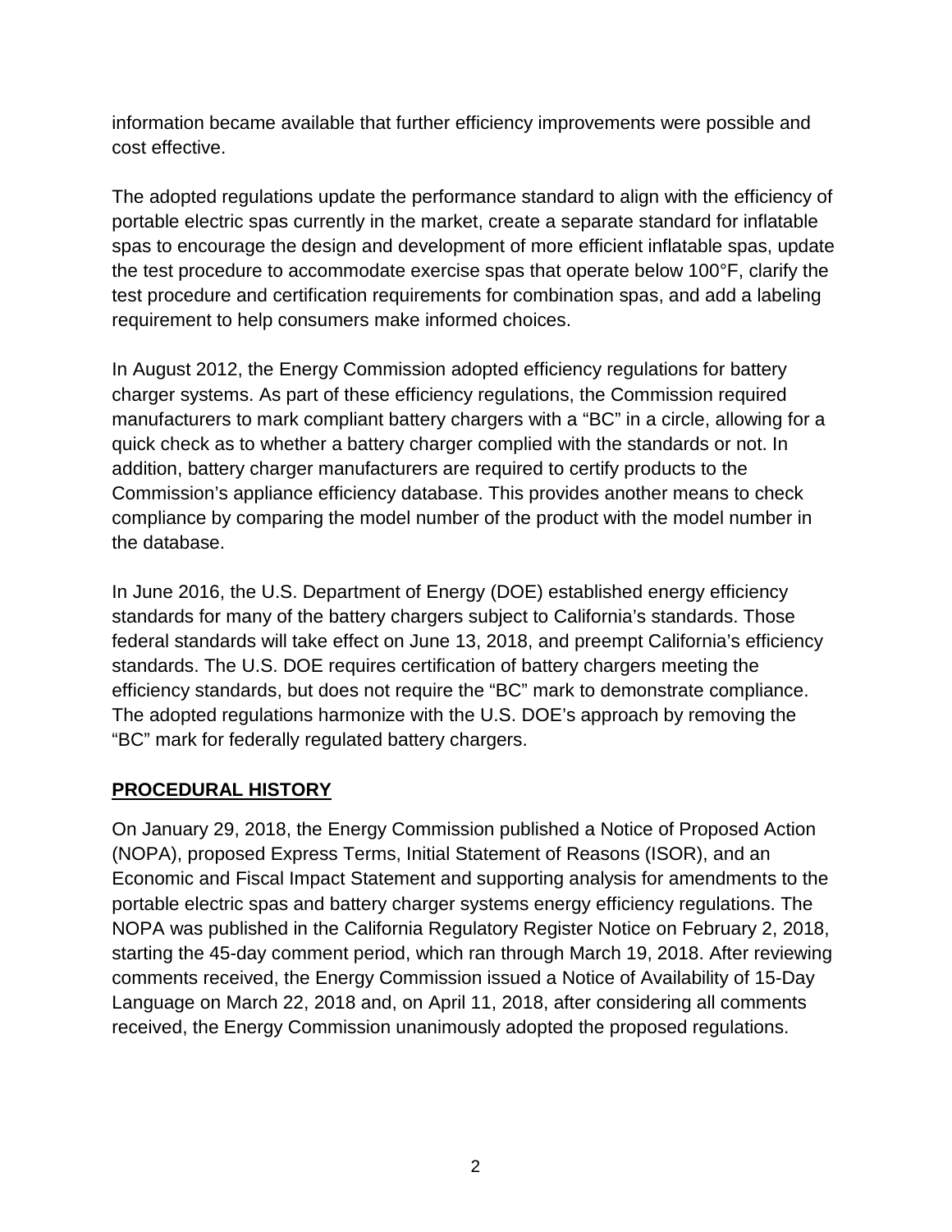information became available that further efficiency improvements were possible and cost effective.

The adopted regulations update the performance standard to align with the efficiency of portable electric spas currently in the market, create a separate standard for inflatable spas to encourage the design and development of more efficient inflatable spas, update the test procedure to accommodate exercise spas that operate below 100°F, clarify the test procedure and certification requirements for combination spas, and add a labeling requirement to help consumers make informed choices.

In August 2012, the Energy Commission adopted efficiency regulations for battery charger systems. As part of these efficiency regulations, the Commission required manufacturers to mark compliant battery chargers with a "BC" in a circle, allowing for a quick check as to whether a battery charger complied with the standards or not. In addition, battery charger manufacturers are required to certify products to the Commission's appliance efficiency database. This provides another means to check compliance by comparing the model number of the product with the model number in the database.

In June 2016, the U.S. Department of Energy (DOE) established energy efficiency standards for many of the battery chargers subject to California's standards. Those federal standards will take effect on June 13, 2018, and preempt California's efficiency standards. The U.S. DOE requires certification of battery chargers meeting the efficiency standards, but does not require the "BC" mark to demonstrate compliance. The adopted regulations harmonize with the U.S. DOE's approach by removing the "BC" mark for federally regulated battery chargers.

## PROCEDURAL HISTORY

On January 29, 2018, the Energy Commission published a Notice of Proposed Action (NOPA), proposed Express Terms, Initial Statement of Reasons (ISOR), and an Economic and Fiscal Impact Statement and supporting analysis for amendments to the portable electric spas and battery charger systems energy efficiency regulations. The NOPA was published in the California Regulatory Register Notice on February 2, 2018, starting the 45-day comment period, which ran through March 19, 2018. After reviewing comments received, the Energy Commission issued a Notice of Availability of 15-Day Language on March 22, 2018 and, on April 11, 2018, after considering all comments received, the Energy Commission unanimously adopted the proposed regulations.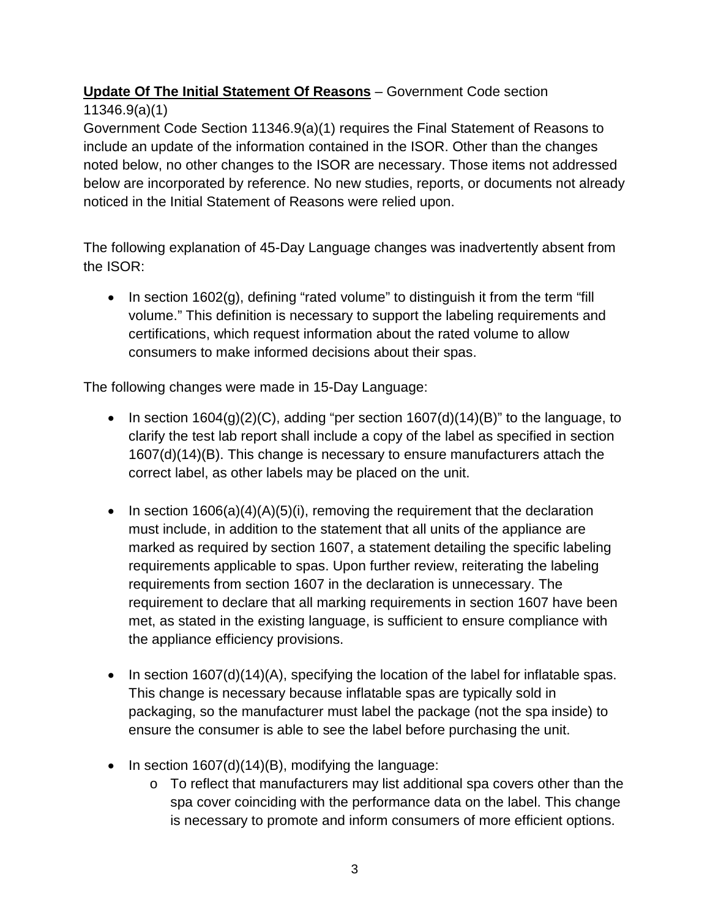**<u>Update Of The Initial Statement Of Reasons</u>** – Government Code section 11346.9(a)(1)

Government Code Section 11346.9(a)(1) requires the Final Statement of Reasons to include an update of the information contained in the ISOR. Other than the changes noted below, no other changes to the ISOR are necessary. Those items not addressed below are incorporated by reference. No new studies, reports, or documents not already noticed in the Initial Statement of Reasons were relied upon.

The following explanation of 45-Day Language changes was inadvertently absent from the ISOR:

- In section 1602(g), defining "rated volume" to distinguish it from the term "fill volume." This definition is necessary to support the labeling requirements and certifications, which request information about the rated volume to allow consumers to make informed decisions about their spas.

The following changes were made in 15-Day Language:

- In section 1604(g)(2)(C), adding "per section 1607(d)(14)(B)" to the language, to clarify the test lab report shall include a copy of the label as specified in section 1607(d)(14)(B). This change is necessary to ensure manufacturers attach the correct label, as other labels may be placed on the unit.

- In section 1606(a)(4)(A)(5)(i), removing the requirement that the declaration must include, in addition to the statement that all units of the appliance are marked as required by section 1607, a statement detailing the specific labeling requirements applicable to spas. Upon further review, reiterating the labeling requirements from section 1607 in the declaration is unnecessary. The requirement to declare that all marking requirements in section 1607 have been met, as stated in the existing language, is sufficient to ensure compliance with the appliance efficiency provisions.

- In section 1607(d)(14)(A), specifying the location of the label for inflatable spas. This change is necessary because inflatable spas are typically sold in packaging, so the manufacturer must label the package (not the spa inside) to ensure the consumer is able to see the label before purchasing the unit.

- In section 1607(d)(14)(B), modifying the language:
  - To reflect that manufacturers may list additional spa covers other than the spa cover coinciding with the performance data on the label. This change is necessary to promote and inform consumers of more efficient options.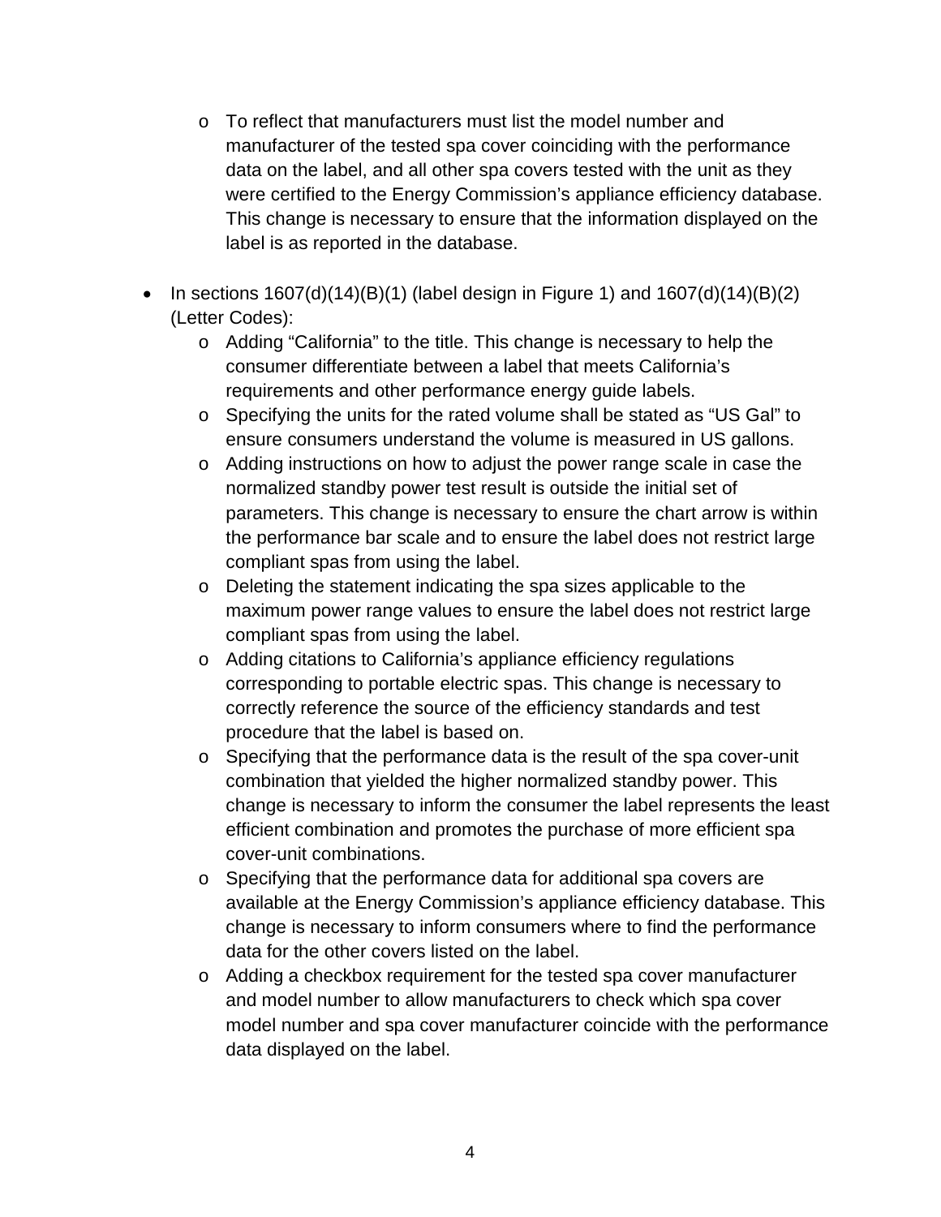- To reflect that manufacturers must list the model number and manufacturer of the tested spa cover coinciding with the performance data on the label, and all other spa covers tested with the unit as they were certified to the Energy Commission's appliance efficiency database. This change is necessary to ensure that the information displayed on the label is as reported in the database.

- In sections 1607(d)(14)(B)(1) (label design in Figure 1) and 1607(d)(14)(B)(2) (Letter Codes):
  - Adding "California" to the title. This change is necessary to help the consumer differentiate between a label that meets California's requirements and other performance energy guide labels.
  - Specifying the units for the rated volume shall be stated as "US Gal" to ensure consumers understand the volume is measured in US gallons.
  - Adding instructions on how to adjust the power range scale in case the normalized standby power test result is outside the initial set of parameters. This change is necessary to ensure the chart arrow is within the performance bar scale and to ensure the label does not restrict large compliant spas from using the label.
  - Deleting the statement indicating the spa sizes applicable to the maximum power range values to ensure the label does not restrict large compliant spas from using the label.
  - Adding citations to California's appliance efficiency regulations corresponding to portable electric spas. This change is necessary to correctly reference the source of the efficiency standards and test procedure that the label is based on.
  - Specifying that the performance data is the result of the spa cover-unit combination that yielded the higher normalized standby power. This change is necessary to inform the consumer the label represents the least efficient combination and promotes the purchase of more efficient spa cover-unit combinations.
  - Specifying that the performance data for additional spa covers are available at the Energy Commission's appliance efficiency database. This change is necessary to inform consumers where to find the performance data for the other covers listed on the label.
  - Adding a checkbox requirement for the tested spa cover manufacturer and model number to allow manufacturers to check which spa cover model number and spa cover manufacturer coincide with the performance data displayed on the label.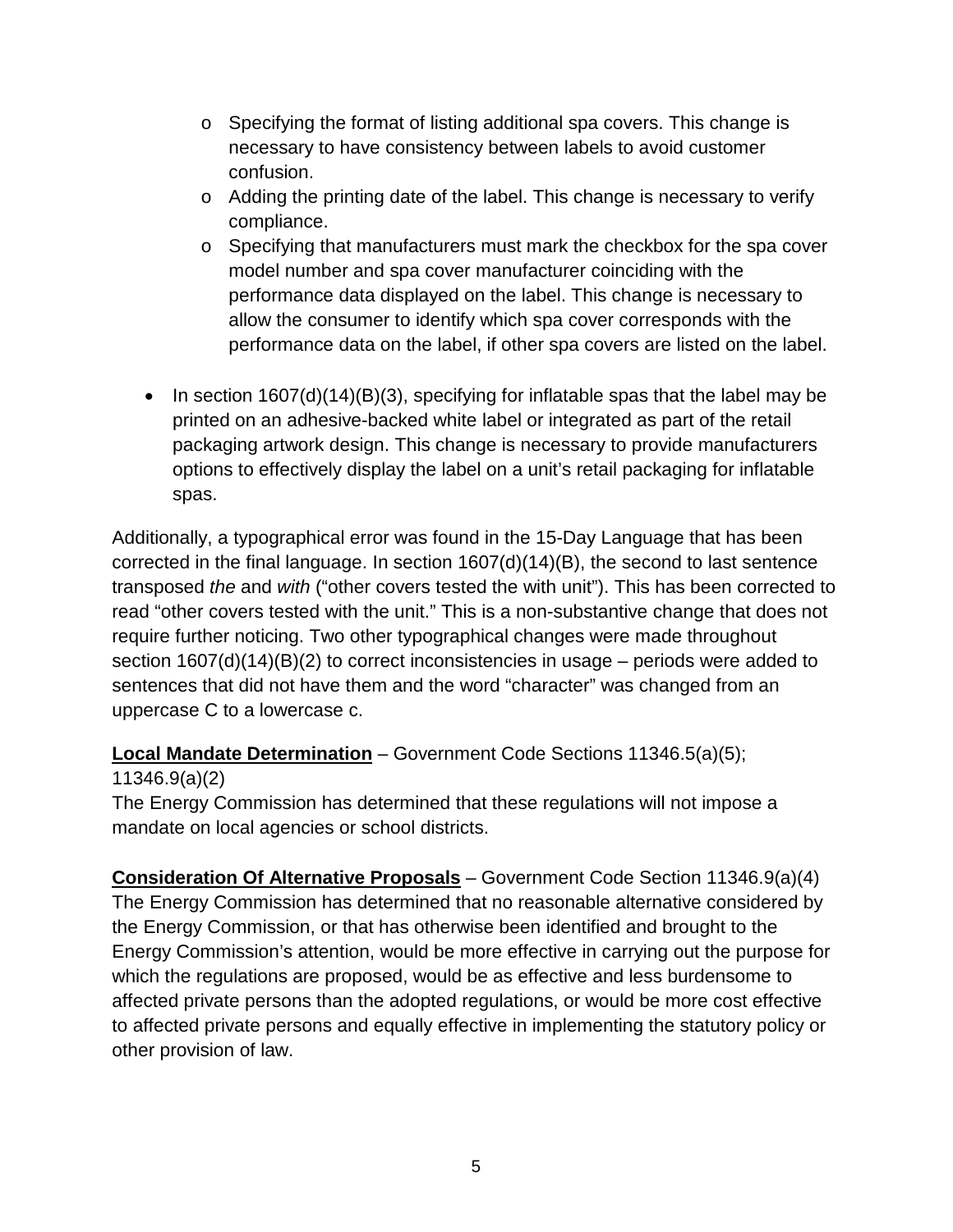- Specifying the format of listing additional spa covers. This change is necessary to have consistency between labels to avoid customer confusion.
  - Adding the printing date of the label. This change is necessary to verify compliance.
  - Specifying that manufacturers must mark the checkbox for the spa cover model number and spa cover manufacturer coinciding with the performance data displayed on the label. This change is necessary to allow the consumer to identify which spa cover corresponds with the performance data on the label, if other spa covers are listed on the label.

- In section 1607(d)(14)(B)(3), specifying for inflatable spas that the label may be printed on an adhesive-backed white label or integrated as part of the retail packaging artwork design. This change is necessary to provide manufacturers options to effectively display the label on a unit's retail packaging for inflatable spas.

Additionally, a typographical error was found in the 15-Day Language that has been corrected in the final language. In section 1607(d)(14)(B), the second to last sentence transposed *the* and *with* ("other covers tested the with unit"). This has been corrected to read "other covers tested with the unit." This is a non-substantive change that does not require further noticing. Two other typographical changes were made throughout section 1607(d)(14)(B)(2) to correct inconsistencies in usage – periods were added to sentences that did not have them and the word "character" was changed from an uppercase C to a lowercase c.

**Local Mandate Determination** – Government Code Sections 11346.5(a)(5); 11346.9(a)(2)

The Energy Commission has determined that these regulations will not impose a mandate on local agencies or school districts.

**Consideration Of Alternative Proposals** – Government Code Section 11346.9(a)(4)

The Energy Commission has determined that no reasonable alternative considered by the Energy Commission, or that has otherwise been identified and brought to the Energy Commission's attention, would be more effective in carrying out the purpose for which the regulations are proposed, would be as effective and less burdensome to affected private persons than the adopted regulations, or would be more cost effective to affected private persons and equally effective in implementing the statutory policy or other provision of law.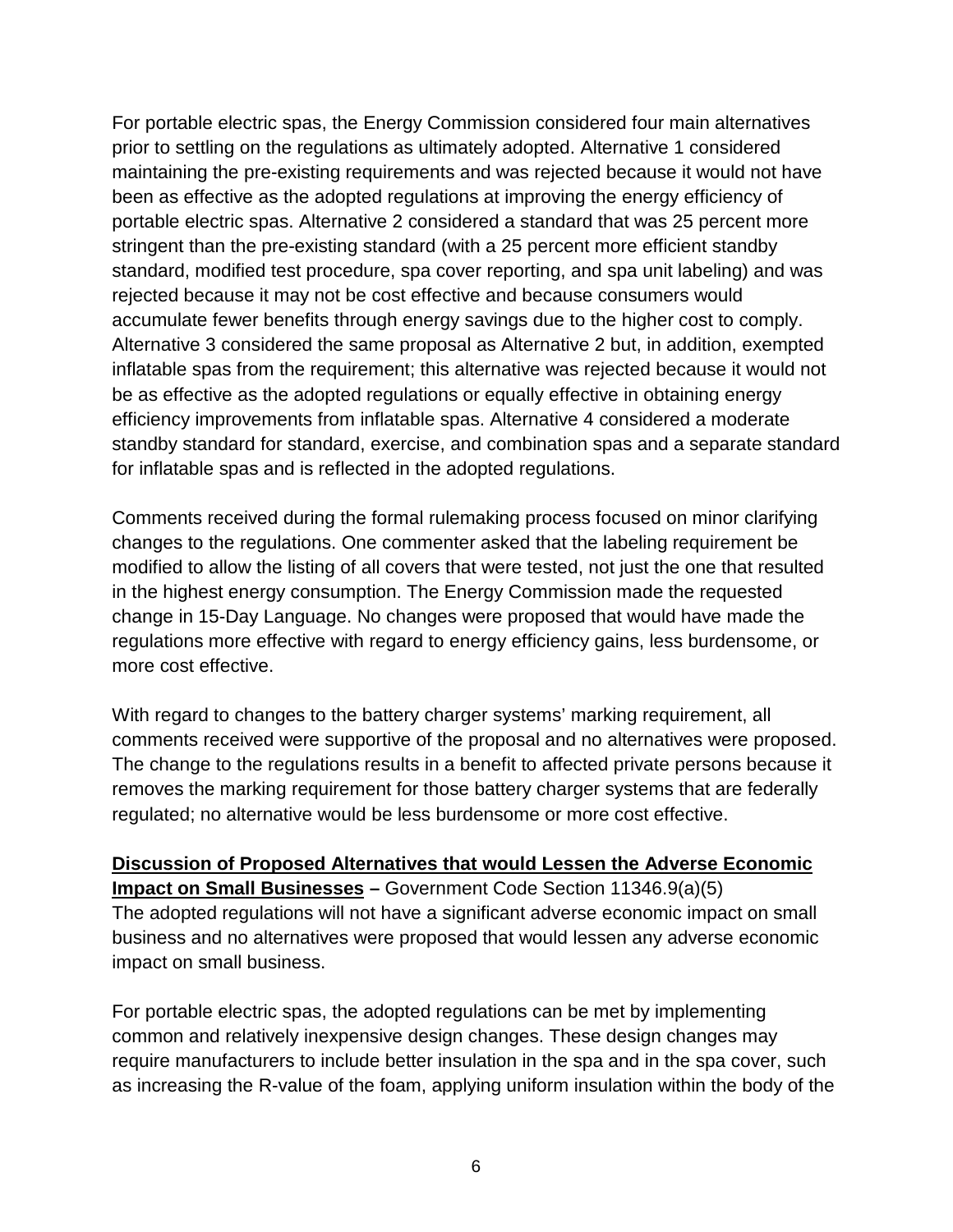For portable electric spas, the Energy Commission considered four main alternatives prior to settling on the regulations as ultimately adopted. Alternative 1 considered maintaining the pre-existing requirements and was rejected because it would not have been as effective as the adopted regulations at improving the energy efficiency of portable electric spas. Alternative 2 considered a standard that was 25 percent more stringent than the pre-existing standard (with a 25 percent more efficient standby standard, modified test procedure, spa cover reporting, and spa unit labeling) and was rejected because it may not be cost effective and because consumers would accumulate fewer benefits through energy savings due to the higher cost to comply. Alternative 3 considered the same proposal as Alternative 2 but, in addition, exempted inflatable spas from the requirement; this alternative was rejected because it would not be as effective as the adopted regulations or equally effective in obtaining energy efficiency improvements from inflatable spas. Alternative 4 considered a moderate standby standard for standard, exercise, and combination spas and a separate standard for inflatable spas and is reflected in the adopted regulations.

Comments received during the formal rulemaking process focused on minor clarifying changes to the regulations. One commenter asked that the labeling requirement be modified to allow the listing of all covers that were tested, not just the one that resulted in the highest energy consumption. The Energy Commission made the requested change in 15-Day Language. No changes were proposed that would have made the regulations more effective with regard to energy efficiency gains, less burdensome, or more cost effective.

With regard to changes to the battery charger systems' marking requirement, all comments received were supportive of the proposal and no alternatives were proposed. The change to the regulations results in a benefit to affected private persons because it removes the marking requirement for those battery charger systems that are federally regulated; no alternative would be less burdensome or more cost effective.

**Discussion of Proposed Alternatives that would Lessen the Adverse Economic Impact on Small Businesses –** Government Code Section 11346.9(a)(5)
The adopted regulations will not have a significant adverse economic impact on small business and no alternatives were proposed that would lessen any adverse economic impact on small business.

For portable electric spas, the adopted regulations can be met by implementing common and relatively inexpensive design changes. These design changes may require manufacturers to include better insulation in the spa and in the spa cover, such as increasing the R-value of the foam, applying uniform insulation within the body of the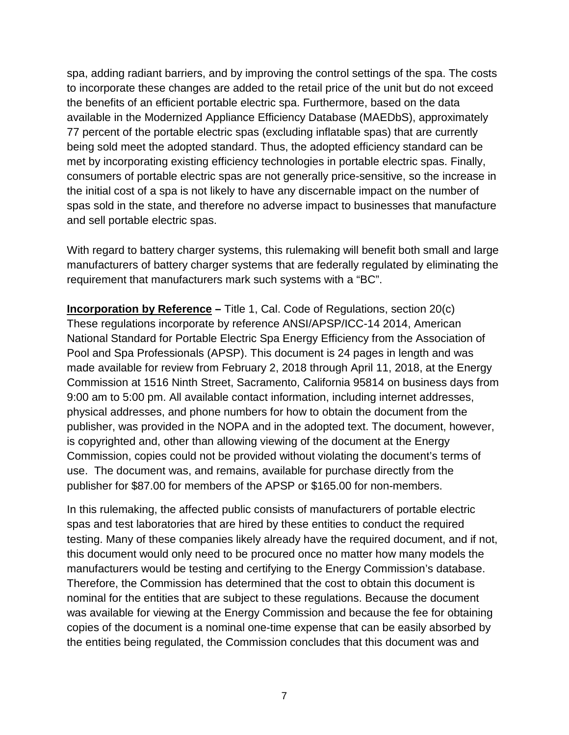spa, adding radiant barriers, and by improving the control settings of the spa. The costs to incorporate these changes are added to the retail price of the unit but do not exceed the benefits of an efficient portable electric spa. Furthermore, based on the data available in the Modernized Appliance Efficiency Database (MAEDbS), approximately 77 percent of the portable electric spas (excluding inflatable spas) that are currently being sold meet the adopted standard. Thus, the adopted efficiency standard can be met by incorporating existing efficiency technologies in portable electric spas. Finally, consumers of portable electric spas are not generally price-sensitive, so the increase in the initial cost of a spa is not likely to have any discernable impact on the number of spas sold in the state, and therefore no adverse impact to businesses that manufacture and sell portable electric spas.

With regard to battery charger systems, this rulemaking will benefit both small and large manufacturers of battery charger systems that are federally regulated by eliminating the requirement that manufacturers mark such systems with a "BC".

**<u>Incorporation by Reference</u> –** Title 1, Cal. Code of Regulations, section 20(c)
These regulations incorporate by reference ANSI/APSP/ICC-14 2014, American National Standard for Portable Electric Spa Energy Efficiency from the Association of Pool and Spa Professionals (APSP). This document is 24 pages in length and was made available for review from February 2, 2018 through April 11, 2018, at the Energy Commission at 1516 Ninth Street, Sacramento, California 95814 on business days from 9:00 am to 5:00 pm. All available contact information, including internet addresses, physical addresses, and phone numbers for how to obtain the document from the publisher, was provided in the NOPA and in the adopted text. The document, however, is copyrighted and, other than allowing viewing of the document at the Energy Commission, copies could not be provided without violating the document's terms of use. The document was, and remains, available for purchase directly from the publisher for $87.00 for members of the APSP or $165.00 for non-members.

In this rulemaking, the affected public consists of manufacturers of portable electric spas and test laboratories that are hired by these entities to conduct the required testing. Many of these companies likely already have the required document, and if not, this document would only need to be procured once no matter how many models the manufacturers would be testing and certifying to the Energy Commission's database. Therefore, the Commission has determined that the cost to obtain this document is nominal for the entities that are subject to these regulations. Because the document was available for viewing at the Energy Commission and because the fee for obtaining copies of the document is a nominal one-time expense that can be easily absorbed by the entities being regulated, the Commission concludes that this document was and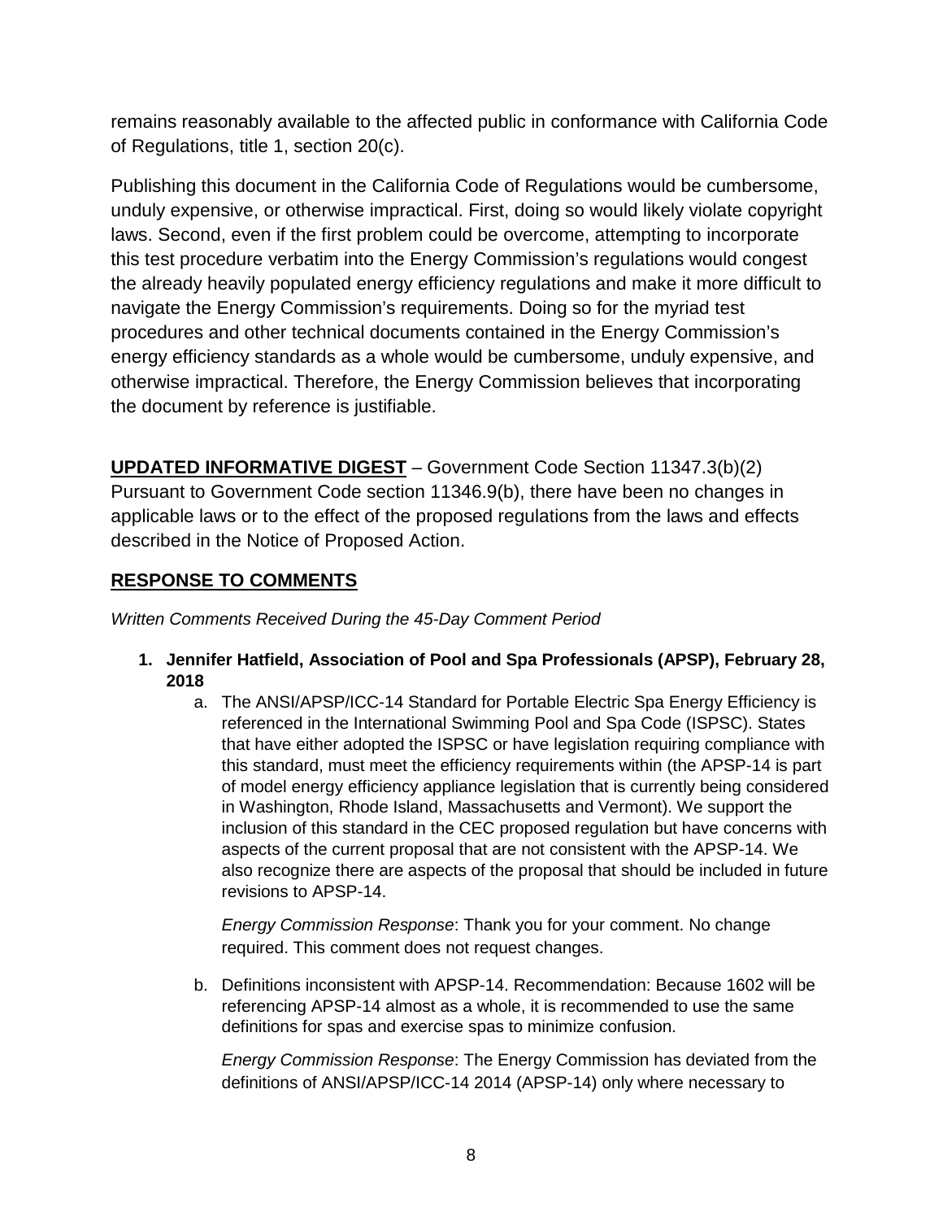remains reasonably available to the affected public in conformance with California Code of Regulations, title 1, section 20(c).

Publishing this document in the California Code of Regulations would be cumbersome, unduly expensive, or otherwise impractical. First, doing so would likely violate copyright laws. Second, even if the first problem could be overcome, attempting to incorporate this test procedure verbatim into the Energy Commission's regulations would congest the already heavily populated energy efficiency regulations and make it more difficult to navigate the Energy Commission's requirements. Doing so for the myriad test procedures and other technical documents contained in the Energy Commission's energy efficiency standards as a whole would be cumbersome, unduly expensive, and otherwise impractical. Therefore, the Energy Commission believes that incorporating the document by reference is justifiable.

**UPDATED INFORMATIVE DIGEST** – Government Code Section 11347.3(b)(2)
Pursuant to Government Code section 11346.9(b), there have been no changes in applicable laws or to the effect of the proposed regulations from the laws and effects described in the Notice of Proposed Action.

## RESPONSE TO COMMENTS

*Written Comments Received During the 45-Day Comment Period*

1. **Jennifer Hatfield, Association of Pool and Spa Professionals (APSP), February 28, 2018**
   a. The ANSI/APSP/ICC-14 Standard for Portable Electric Spa Energy Efficiency is referenced in the International Swimming Pool and Spa Code (ISPSC). States that have either adopted the ISPSC or have legislation requiring compliance with this standard, must meet the efficiency requirements within (the APSP-14 is part of model energy efficiency appliance legislation that is currently being considered in Washington, Rhode Island, Massachusetts and Vermont). We support the inclusion of this standard in the CEC proposed regulation but have concerns with aspects of the current proposal that are not consistent with the APSP-14. We also recognize there are aspects of the proposal that should be included in future revisions to APSP-14.

      *Energy Commission Response*: Thank you for your comment. No change required. This comment does not request changes.

   b. Definitions inconsistent with APSP-14. Recommendation: Because 1602 will be referencing APSP-14 almost as a whole, it is recommended to use the same definitions for spas and exercise spas to minimize confusion.

      *Energy Commission Response*: The Energy Commission has deviated from the definitions of ANSI/APSP/ICC-14 2014 (APSP-14) only where necessary to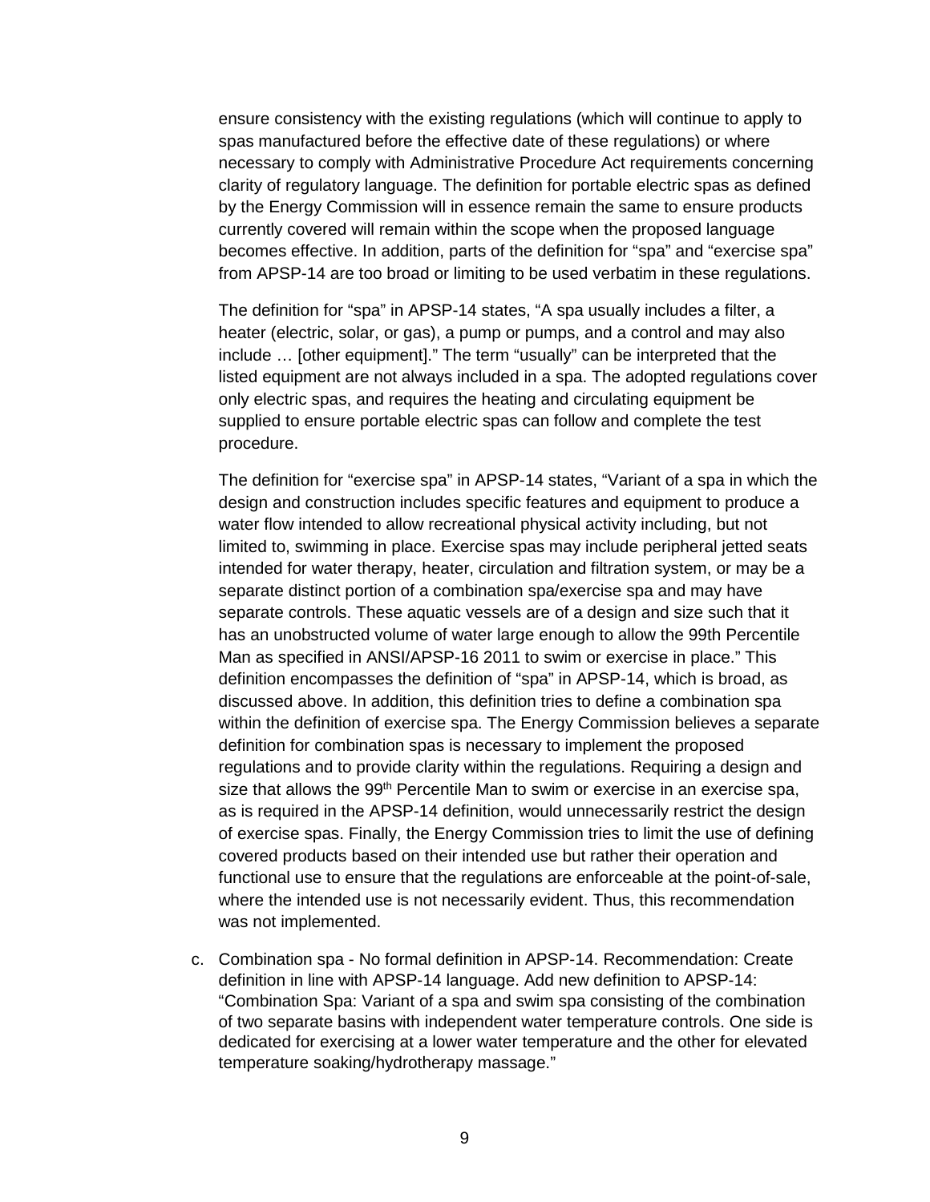ensure consistency with the existing regulations (which will continue to apply to spas manufactured before the effective date of these regulations) or where necessary to comply with Administrative Procedure Act requirements concerning clarity of regulatory language. The definition for portable electric spas as defined by the Energy Commission will in essence remain the same to ensure products currently covered will remain within the scope when the proposed language becomes effective. In addition, parts of the definition for "spa" and "exercise spa" from APSP-14 are too broad or limiting to be used verbatim in these regulations.

The definition for "spa" in APSP-14 states, "A spa usually includes a filter, a heater (electric, solar, or gas), a pump or pumps, and a control and may also include … [other equipment]." The term "usually" can be interpreted that the listed equipment are not always included in a spa. The adopted regulations cover only electric spas, and requires the heating and circulating equipment be supplied to ensure portable electric spas can follow and complete the test procedure.

The definition for "exercise spa" in APSP-14 states, "Variant of a spa in which the design and construction includes specific features and equipment to produce a water flow intended to allow recreational physical activity including, but not limited to, swimming in place. Exercise spas may include peripheral jetted seats intended for water therapy, heater, circulation and filtration system, or may be a separate distinct portion of a combination spa/exercise spa and may have separate controls. These aquatic vessels are of a design and size such that it has an unobstructed volume of water large enough to allow the 99th Percentile Man as specified in ANSI/APSP-16 2011 to swim or exercise in place." This definition encompasses the definition of "spa" in APSP-14, which is broad, as discussed above. In addition, this definition tries to define a combination spa within the definition of exercise spa. The Energy Commission believes a separate definition for combination spas is necessary to implement the proposed regulations and to provide clarity within the regulations. Requiring a design and size that allows the 99th Percentile Man to swim or exercise in an exercise spa, as is required in the APSP-14 definition, would unnecessarily restrict the design of exercise spas. Finally, the Energy Commission tries to limit the use of defining covered products based on their intended use but rather their operation and functional use to ensure that the regulations are enforceable at the point-of-sale, where the intended use is not necessarily evident. Thus, this recommendation was not implemented.

c. Combination spa - No formal definition in APSP-14. Recommendation: Create definition in line with APSP-14 language. Add new definition to APSP-14: "Combination Spa: Variant of a spa and swim spa consisting of the combination of two separate basins with independent water temperature controls. One side is dedicated for exercising at a lower water temperature and the other for elevated temperature soaking/hydrotherapy massage."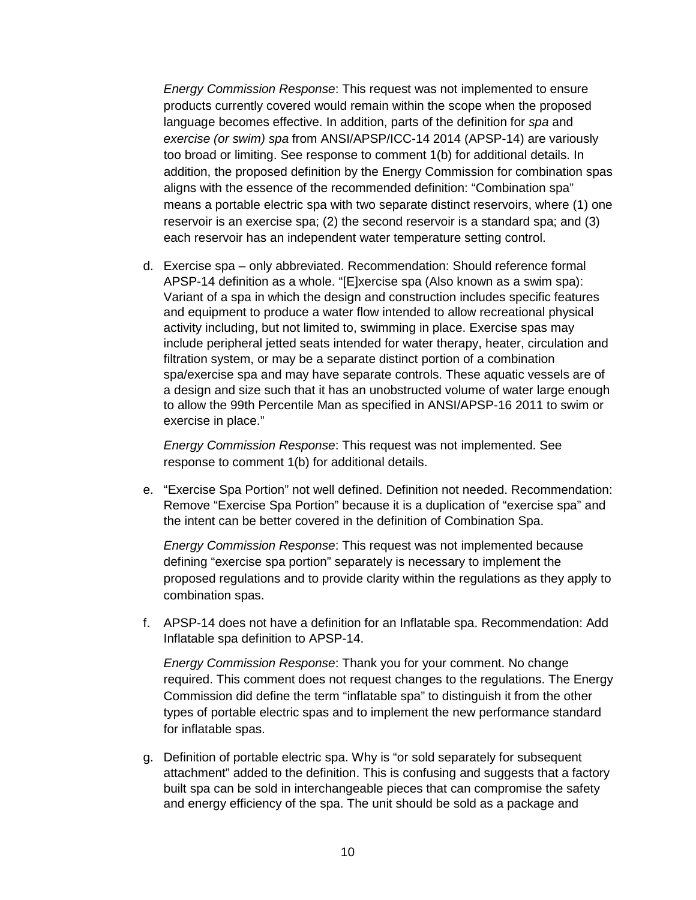*Energy Commission Response*: This request was not implemented to ensure products currently covered would remain within the scope when the proposed language becomes effective. In addition, parts of the definition for *spa* and *exercise (or swim) spa* from ANSI/APSP/ICC-14 2014 (APSP-14) are variously too broad or limiting. See response to comment 1(b) for additional details. In addition, the proposed definition by the Energy Commission for combination spas aligns with the essence of the recommended definition: "Combination spa" means a portable electric spa with two separate distinct reservoirs, where (1) one reservoir is an exercise spa; (2) the second reservoir is a standard spa; and (3) each reservoir has an independent water temperature setting control.

d. Exercise spa – only abbreviated. Recommendation: Should reference formal APSP-14 definition as a whole. "[E]xercise spa (Also known as a swim spa): Variant of a spa in which the design and construction includes specific features and equipment to produce a water flow intended to allow recreational physical activity including, but not limited to, swimming in place. Exercise spas may include peripheral jetted seats intended for water therapy, heater, circulation and filtration system, or may be a separate distinct portion of a combination spa/exercise spa and may have separate controls. These aquatic vessels are of a design and size such that it has an unobstructed volume of water large enough to allow the 99th Percentile Man as specified in ANSI/APSP-16 2011 to swim or exercise in place."

   *Energy Commission Response*: This request was not implemented. See response to comment 1(b) for additional details.

e. "Exercise Spa Portion" not well defined. Definition not needed. Recommendation: Remove "Exercise Spa Portion" because it is a duplication of "exercise spa" and the intent can be better covered in the definition of Combination Spa.

   *Energy Commission Response*: This request was not implemented because defining "exercise spa portion" separately is necessary to implement the proposed regulations and to provide clarity within the regulations as they apply to combination spas.

f. APSP-14 does not have a definition for an Inflatable spa. Recommendation: Add Inflatable spa definition to APSP-14.

   *Energy Commission Response*: Thank you for your comment. No change required. This comment does not request changes to the regulations. The Energy Commission did define the term "inflatable spa" to distinguish it from the other types of portable electric spas and to implement the new performance standard for inflatable spas.

g. Definition of portable electric spa. Why is "or sold separately for subsequent attachment" added to the definition. This is confusing and suggests that a factory built spa can be sold in interchangeable pieces that can compromise the safety and energy efficiency of the spa. The unit should be sold as a package and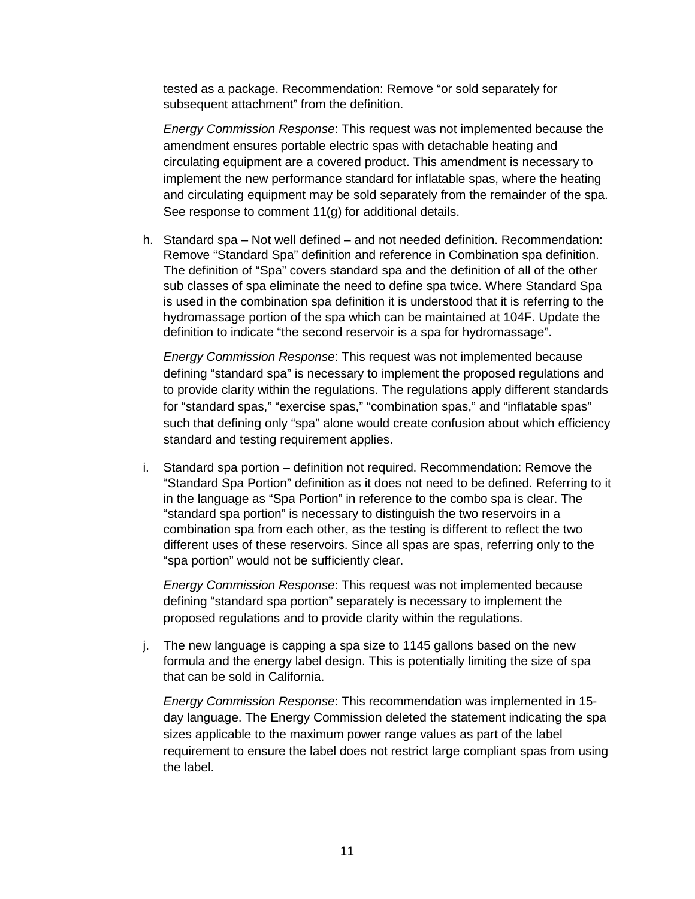tested as a package. Recommendation: Remove “or sold separately for subsequent attachment” from the definition.

*Energy Commission Response*: This request was not implemented because the amendment ensures portable electric spas with detachable heating and circulating equipment are a covered product. This amendment is necessary to implement the new performance standard for inflatable spas, where the heating and circulating equipment may be sold separately from the remainder of the spa. See response to comment 11(g) for additional details.

h. Standard spa – Not well defined – and not needed definition. Recommendation: Remove “Standard Spa” definition and reference in Combination spa definition. The definition of “Spa” covers standard spa and the definition of all of the other sub classes of spa eliminate the need to define spa twice. Where Standard Spa is used in the combination spa definition it is understood that it is referring to the hydromassage portion of the spa which can be maintained at 104F. Update the definition to indicate “the second reservoir is a spa for hydromassage”.

   *Energy Commission Response*: This request was not implemented because defining “standard spa” is necessary to implement the proposed regulations and to provide clarity within the regulations. The regulations apply different standards for “standard spas,” “exercise spas,” “combination spas,” and “inflatable spas” such that defining only “spa” alone would create confusion about which efficiency standard and testing requirement applies.

i. Standard spa portion – definition not required. Recommendation: Remove the “Standard Spa Portion” definition as it does not need to be defined. Referring to it in the language as “Spa Portion” in reference to the combo spa is clear. The “standard spa portion” is necessary to distinguish the two reservoirs in a combination spa from each other, as the testing is different to reflect the two different uses of these reservoirs. Since all spas are spas, referring only to the “spa portion” would not be sufficiently clear.

   *Energy Commission Response*: This request was not implemented because defining “standard spa portion” separately is necessary to implement the proposed regulations and to provide clarity within the regulations.

j. The new language is capping a spa size to 1145 gallons based on the new formula and the energy label design. This is potentially limiting the size of spa that can be sold in California.

   *Energy Commission Response*: This recommendation was implemented in 15-day language. The Energy Commission deleted the statement indicating the spa sizes applicable to the maximum power range values as part of the label requirement to ensure the label does not restrict large compliant spas from using the label.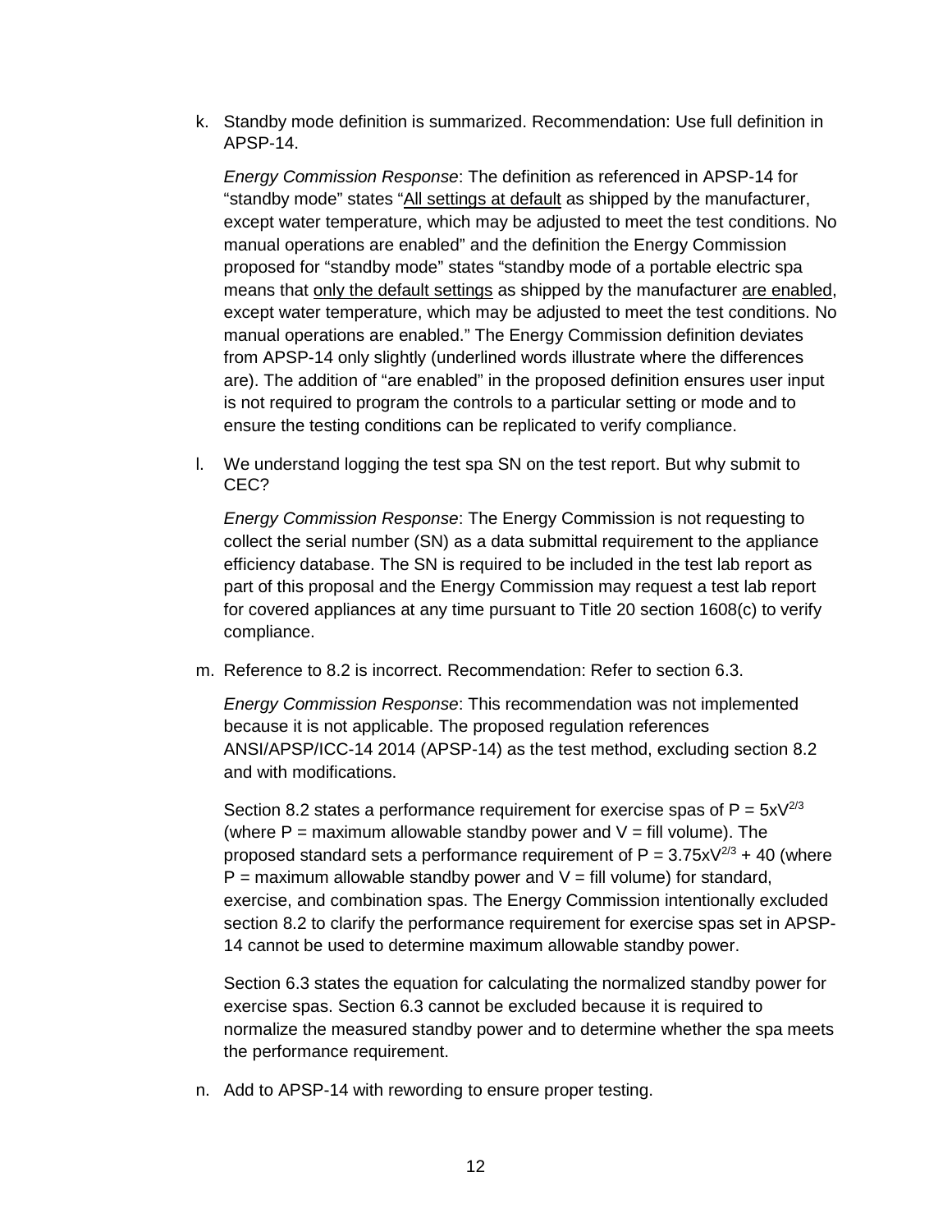k. Standby mode definition is summarized. Recommendation: Use full definition in APSP-14.

   *Energy Commission Response*: The definition as referenced in APSP-14 for "standby mode" states "<u>All settings at default</u> as shipped by the manufacturer, except water temperature, which may be adjusted to meet the test conditions. No manual operations are enabled" and the definition the Energy Commission proposed for "standby mode" states "standby mode of a portable electric spa means that <u>only the default settings</u> as shipped by the manufacturer <u>are enabled</u>, except water temperature, which may be adjusted to meet the test conditions. No manual operations are enabled." The Energy Commission definition deviates from APSP-14 only slightly (underlined words illustrate where the differences are). The addition of "are enabled" in the proposed definition ensures user input is not required to program the controls to a particular setting or mode and to ensure the testing conditions can be replicated to verify compliance.

l. We understand logging the test spa SN on the test report. But why submit to CEC?

   *Energy Commission Response*: The Energy Commission is not requesting to collect the serial number (SN) as a data submittal requirement to the appliance efficiency database. The SN is required to be included in the test lab report as part of this proposal and the Energy Commission may request a test lab report for covered appliances at any time pursuant to Title 20 section 1608(c) to verify compliance.

m. Reference to 8.2 is incorrect. Recommendation: Refer to section 6.3.

   *Energy Commission Response*: This recommendation was not implemented because it is not applicable. The proposed regulation references ANSI/APSP/ICC-14 2014 (APSP-14) as the test method, excluding section 8.2 and with modifications.

   Section 8.2 states a performance requirement for exercise spas of $P = 5xV^{2/3}$ (where P = maximum allowable standby power and V = fill volume). The proposed standard sets a performance requirement of $P = 3.75xV^{2/3} + 40$ (where P = maximum allowable standby power and V = fill volume) for standard, exercise, and combination spas. The Energy Commission intentionally excluded section 8.2 to clarify the performance requirement for exercise spas set in APSP-14 cannot be used to determine maximum allowable standby power.

   Section 6.3 states the equation for calculating the normalized standby power for exercise spas. Section 6.3 cannot be excluded because it is required to normalize the measured standby power and to determine whether the spa meets the performance requirement.

n. Add to APSP-14 with rewording to ensure proper testing.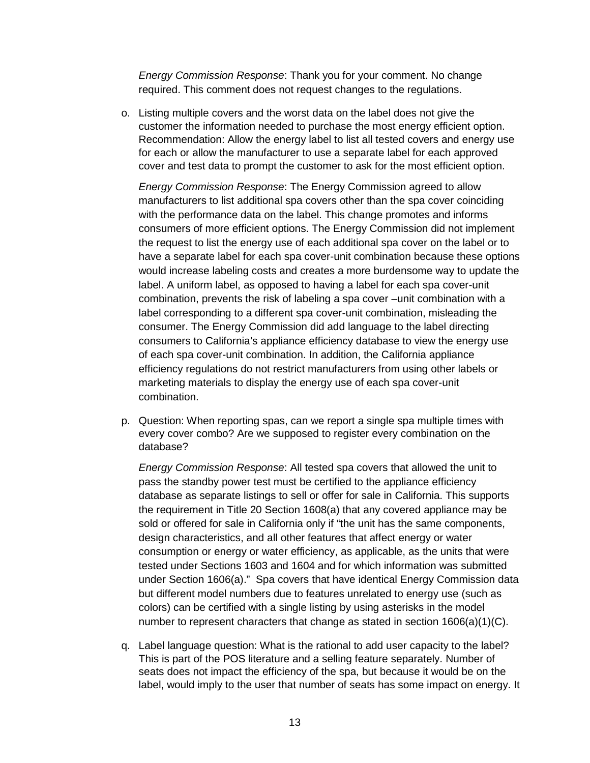*Energy Commission Response*: Thank you for your comment. No change required. This comment does not request changes to the regulations.

o. Listing multiple covers and the worst data on the label does not give the customer the information needed to purchase the most energy efficient option. Recommendation: Allow the energy label to list all tested covers and energy use for each or allow the manufacturer to use a separate label for each approved cover and test data to prompt the customer to ask for the most efficient option.

   *Energy Commission Response*: The Energy Commission agreed to allow manufacturers to list additional spa covers other than the spa cover coinciding with the performance data on the label. This change promotes and informs consumers of more efficient options. The Energy Commission did not implement the request to list the energy use of each additional spa cover on the label or to have a separate label for each spa cover-unit combination because these options would increase labeling costs and creates a more burdensome way to update the label. A uniform label, as opposed to having a label for each spa cover-unit combination, prevents the risk of labeling a spa cover –unit combination with a label corresponding to a different spa cover-unit combination, misleading the consumer. The Energy Commission did add language to the label directing consumers to California's appliance efficiency database to view the energy use of each spa cover-unit combination. In addition, the California appliance efficiency regulations do not restrict manufacturers from using other labels or marketing materials to display the energy use of each spa cover-unit combination.

p. Question: When reporting spas, can we report a single spa multiple times with every cover combo? Are we supposed to register every combination on the database?

   *Energy Commission Response*: All tested spa covers that allowed the unit to pass the standby power test must be certified to the appliance efficiency database as separate listings to sell or offer for sale in California. This supports the requirement in Title 20 Section 1608(a) that any covered appliance may be sold or offered for sale in California only if "the unit has the same components, design characteristics, and all other features that affect energy or water consumption or energy or water efficiency, as applicable, as the units that were tested under Sections 1603 and 1604 and for which information was submitted under Section 1606(a)." Spa covers that have identical Energy Commission data but different model numbers due to features unrelated to energy use (such as colors) can be certified with a single listing by using asterisks in the model number to represent characters that change as stated in section 1606(a)(1)(C).

q. Label language question: What is the rational to add user capacity to the label? This is part of the POS literature and a selling feature separately. Number of seats does not impact the efficiency of the spa, but because it would be on the label, would imply to the user that number of seats has some impact on energy. It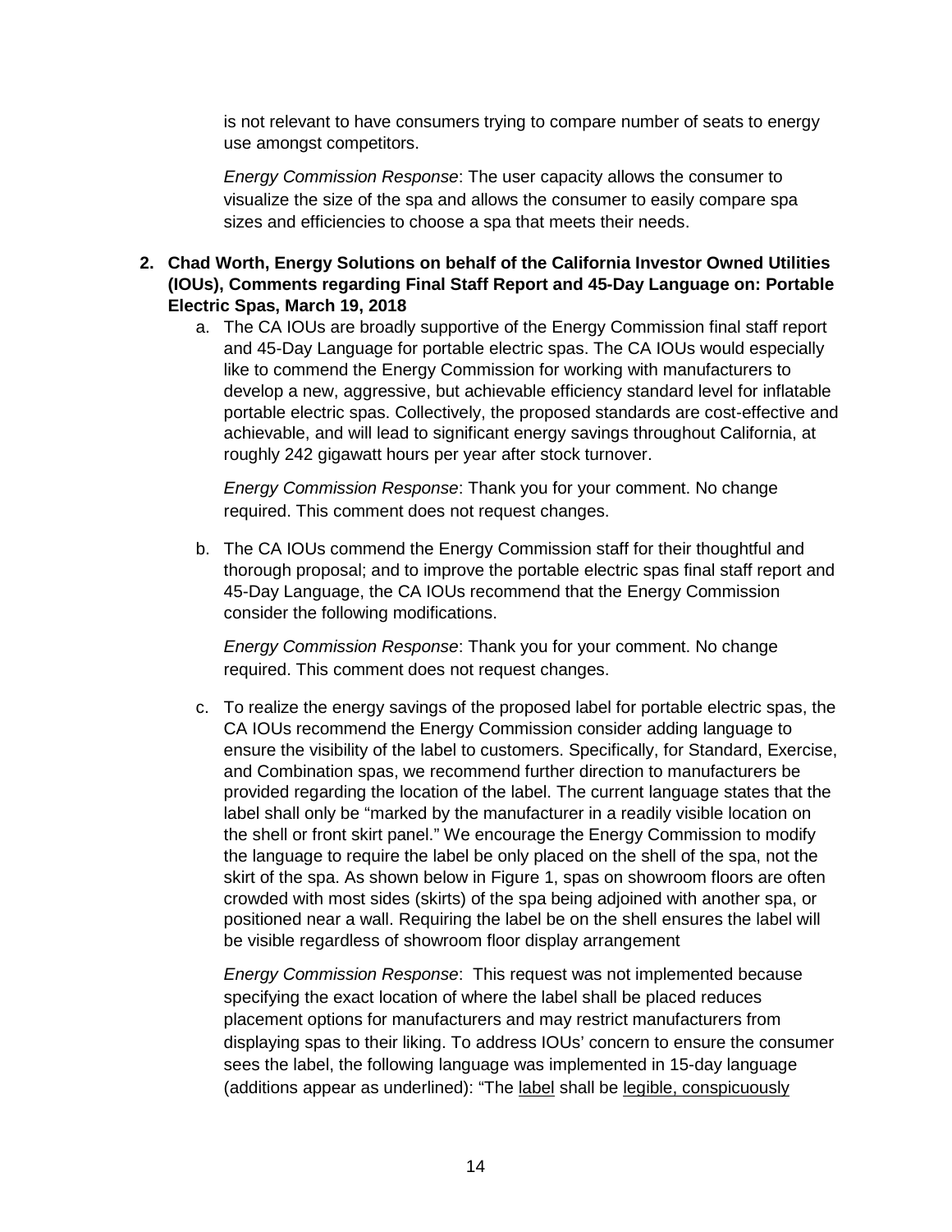is not relevant to have consumers trying to compare number of seats to energy use amongst competitors.

*Energy Commission Response*: The user capacity allows the consumer to visualize the size of the spa and allows the consumer to easily compare spa sizes and efficiencies to choose a spa that meets their needs.

2. **Chad Worth, Energy Solutions on behalf of the California Investor Owned Utilities (IOUs), Comments regarding Final Staff Report and 45-Day Language on: Portable Electric Spas, March 19, 2018**

   a. The CA IOUs are broadly supportive of the Energy Commission final staff report and 45-Day Language for portable electric spas. The CA IOUs would especially like to commend the Energy Commission for working with manufacturers to develop a new, aggressive, but achievable efficiency standard level for inflatable portable electric spas. Collectively, the proposed standards are cost-effective and achievable, and will lead to significant energy savings throughout California, at roughly 242 gigawatt hours per year after stock turnover.

      *Energy Commission Response*: Thank you for your comment. No change required. This comment does not request changes.

   b. The CA IOUs commend the Energy Commission staff for their thoughtful and thorough proposal; and to improve the portable electric spas final staff report and 45-Day Language, the CA IOUs recommend that the Energy Commission consider the following modifications.

      *Energy Commission Response*: Thank you for your comment. No change required. This comment does not request changes.

   c. To realize the energy savings of the proposed label for portable electric spas, the CA IOUs recommend the Energy Commission consider adding language to ensure the visibility of the label to customers. Specifically, for Standard, Exercise, and Combination spas, we recommend further direction to manufacturers be provided regarding the location of the label. The current language states that the label shall only be "marked by the manufacturer in a readily visible location on the shell or front skirt panel." We encourage the Energy Commission to modify the language to require the label be only placed on the shell of the spa, not the skirt of the spa. As shown below in Figure 1, spas on showroom floors are often crowded with most sides (skirts) of the spa being adjoined with another spa, or positioned near a wall. Requiring the label be on the shell ensures the label will be visible regardless of showroom floor display arrangement

      *Energy Commission Response*: This request was not implemented because specifying the exact location of where the label shall be placed reduces placement options for manufacturers and may restrict manufacturers from displaying spas to their liking. To address IOUs' concern to ensure the consumer sees the label, the following language was implemented in 15-day language (additions appear as underlined): "The <u>label</u> shall be <u>legible, conspicuously</u>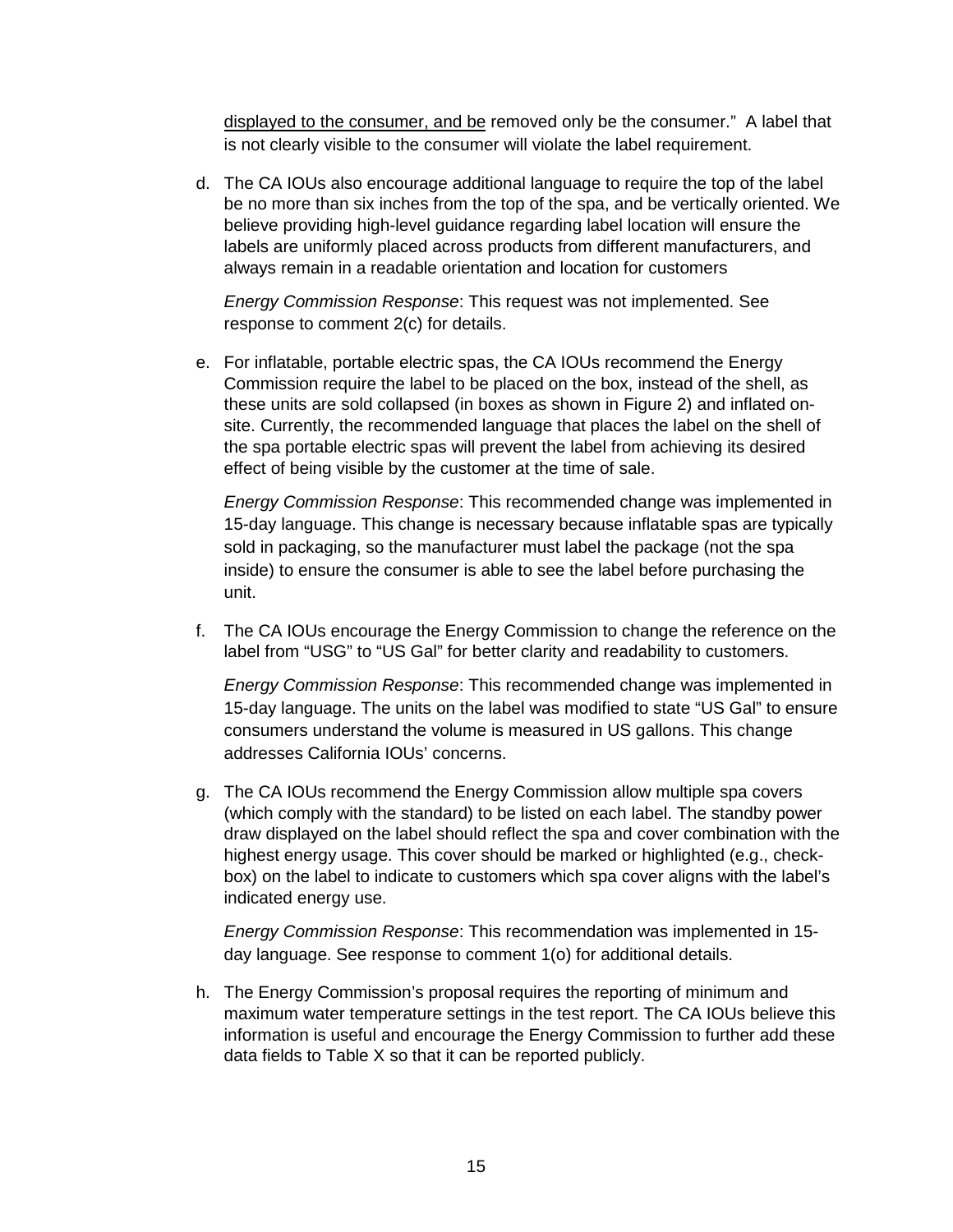<u>displayed to the consumer, and be</u> removed only be the consumer." A label that is not clearly visible to the consumer will violate the label requirement.

d. The CA IOUs also encourage additional language to require the top of the label be no more than six inches from the top of the spa, and be vertically oriented. We believe providing high-level guidance regarding label location will ensure the labels are uniformly placed across products from different manufacturers, and always remain in a readable orientation and location for customers

   *Energy Commission Response*: This request was not implemented. See response to comment 2(c) for details.

e. For inflatable, portable electric spas, the CA IOUs recommend the Energy Commission require the label to be placed on the box, instead of the shell, as these units are sold collapsed (in boxes as shown in Figure 2) and inflated on-site. Currently, the recommended language that places the label on the shell of the spa portable electric spas will prevent the label from achieving its desired effect of being visible by the customer at the time of sale.

   *Energy Commission Response*: This recommended change was implemented in 15-day language. This change is necessary because inflatable spas are typically sold in packaging, so the manufacturer must label the package (not the spa inside) to ensure the consumer is able to see the label before purchasing the unit.

f. The CA IOUs encourage the Energy Commission to change the reference on the label from "USG" to "US Gal" for better clarity and readability to customers.

   *Energy Commission Response*: This recommended change was implemented in 15-day language. The units on the label was modified to state "US Gal" to ensure consumers understand the volume is measured in US gallons. This change addresses California IOUs' concerns.

g. The CA IOUs recommend the Energy Commission allow multiple spa covers (which comply with the standard) to be listed on each label. The standby power draw displayed on the label should reflect the spa and cover combination with the highest energy usage. This cover should be marked or highlighted (e.g., check-box) on the label to indicate to customers which spa cover aligns with the label's indicated energy use.

   *Energy Commission Response*: This recommendation was implemented in 15-day language. See response to comment 1(o) for additional details.

h. The Energy Commission's proposal requires the reporting of minimum and maximum water temperature settings in the test report. The CA IOUs believe this information is useful and encourage the Energy Commission to further add these data fields to Table X so that it can be reported publicly.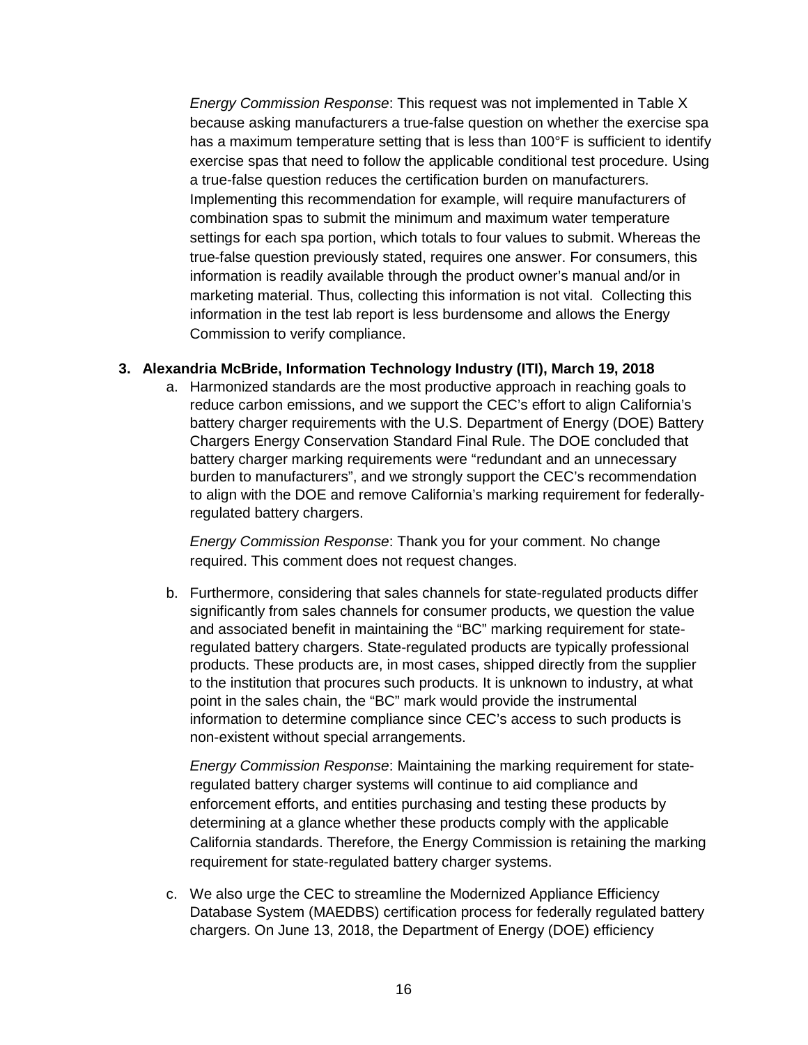*Energy Commission Response*: This request was not implemented in Table X because asking manufacturers a true-false question on whether the exercise spa has a maximum temperature setting that is less than 100°F is sufficient to identify exercise spas that need to follow the applicable conditional test procedure. Using a true-false question reduces the certification burden on manufacturers. Implementing this recommendation for example, will require manufacturers of combination spas to submit the minimum and maximum water temperature settings for each spa portion, which totals to four values to submit. Whereas the true-false question previously stated, requires one answer. For consumers, this information is readily available through the product owner's manual and/or in marketing material. Thus, collecting this information is not vital. Collecting this information in the test lab report is less burdensome and allows the Energy Commission to verify compliance.

3. **Alexandria McBride, Information Technology Industry (ITI), March 19, 2018**

   a. Harmonized standards are the most productive approach in reaching goals to reduce carbon emissions, and we support the CEC's effort to align California's battery charger requirements with the U.S. Department of Energy (DOE) Battery Chargers Energy Conservation Standard Final Rule. The DOE concluded that battery charger marking requirements were "redundant and an unnecessary burden to manufacturers", and we strongly support the CEC's recommendation to align with the DOE and remove California's marking requirement for federally-regulated battery chargers.

      *Energy Commission Response*: Thank you for your comment. No change required. This comment does not request changes.

   b. Furthermore, considering that sales channels for state-regulated products differ significantly from sales channels for consumer products, we question the value and associated benefit in maintaining the "BC" marking requirement for state-regulated battery chargers. State-regulated products are typically professional products. These products are, in most cases, shipped directly from the supplier to the institution that procures such products. It is unknown to industry, at what point in the sales chain, the "BC" mark would provide the instrumental information to determine compliance since CEC's access to such products is non-existent without special arrangements.

      *Energy Commission Response*: Maintaining the marking requirement for state-regulated battery charger systems will continue to aid compliance and enforcement efforts, and entities purchasing and testing these products by determining at a glance whether these products comply with the applicable California standards. Therefore, the Energy Commission is retaining the marking requirement for state-regulated battery charger systems.

   c. We also urge the CEC to streamline the Modernized Appliance Efficiency Database System (MAEDBS) certification process for federally regulated battery chargers. On June 13, 2018, the Department of Energy (DOE) efficiency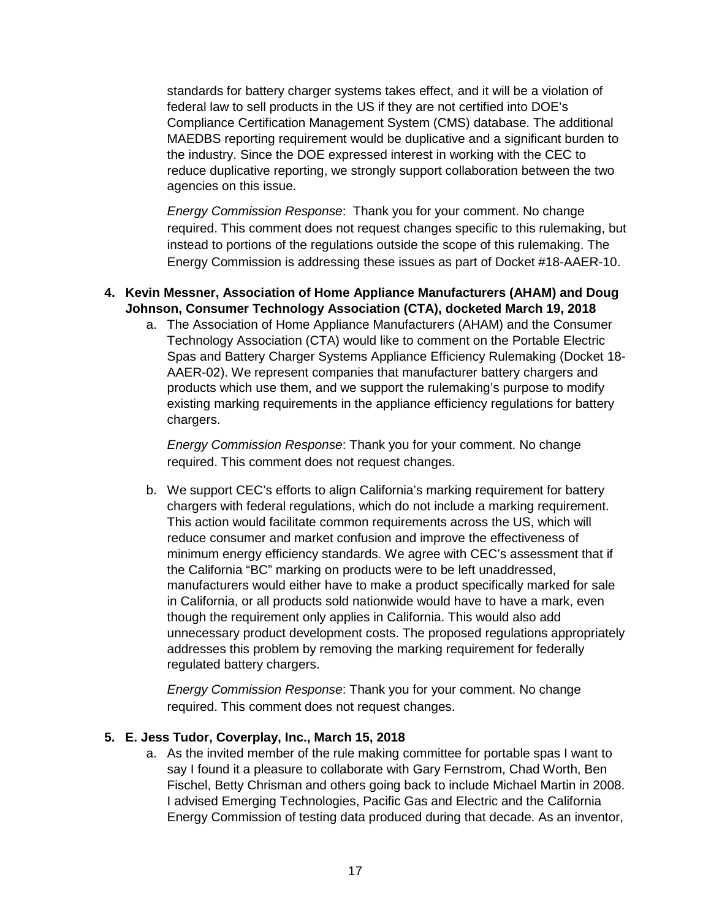standards for battery charger systems takes effect, and it will be a violation of federal law to sell products in the US if they are not certified into DOE's Compliance Certification Management System (CMS) database. The additional MAEDBS reporting requirement would be duplicative and a significant burden to the industry. Since the DOE expressed interest in working with the CEC to reduce duplicative reporting, we strongly support collaboration between the two agencies on this issue.

*Energy Commission Response*: Thank you for your comment. No change required. This comment does not request changes specific to this rulemaking, but instead to portions of the regulations outside the scope of this rulemaking. The Energy Commission is addressing these issues as part of Docket #18-AAER-10.

4. **Kevin Messner, Association of Home Appliance Manufacturers (AHAM) and Doug Johnson, Consumer Technology Association (CTA), docketed March 19, 2018**

   a. The Association of Home Appliance Manufacturers (AHAM) and the Consumer Technology Association (CTA) would like to comment on the Portable Electric Spas and Battery Charger Systems Appliance Efficiency Rulemaking (Docket 18-AAER-02). We represent companies that manufacturer battery chargers and products which use them, and we support the rulemaking's purpose to modify existing marking requirements in the appliance efficiency regulations for battery chargers.

   *Energy Commission Response*: Thank you for your comment. No change required. This comment does not request changes.

   b. We support CEC's efforts to align California's marking requirement for battery chargers with federal regulations, which do not include a marking requirement. This action would facilitate common requirements across the US, which will reduce consumer and market confusion and improve the effectiveness of minimum energy efficiency standards. We agree with CEC's assessment that if the California "BC" marking on products were to be left unaddressed, manufacturers would either have to make a product specifically marked for sale in California, or all products sold nationwide would have to have a mark, even though the requirement only applies in California. This would also add unnecessary product development costs. The proposed regulations appropriately addresses this problem by removing the marking requirement for federally regulated battery chargers.

   *Energy Commission Response*: Thank you for your comment. No change required. This comment does not request changes.

5. **E. Jess Tudor, Coverplay, Inc., March 15, 2018**

   a. As the invited member of the rule making committee for portable spas I want to say I found it a pleasure to collaborate with Gary Fernstrom, Chad Worth, Ben Fischel, Betty Chrisman and others going back to include Michael Martin in 2008. I advised Emerging Technologies, Pacific Gas and Electric and the California Energy Commission of testing data produced during that decade. As an inventor,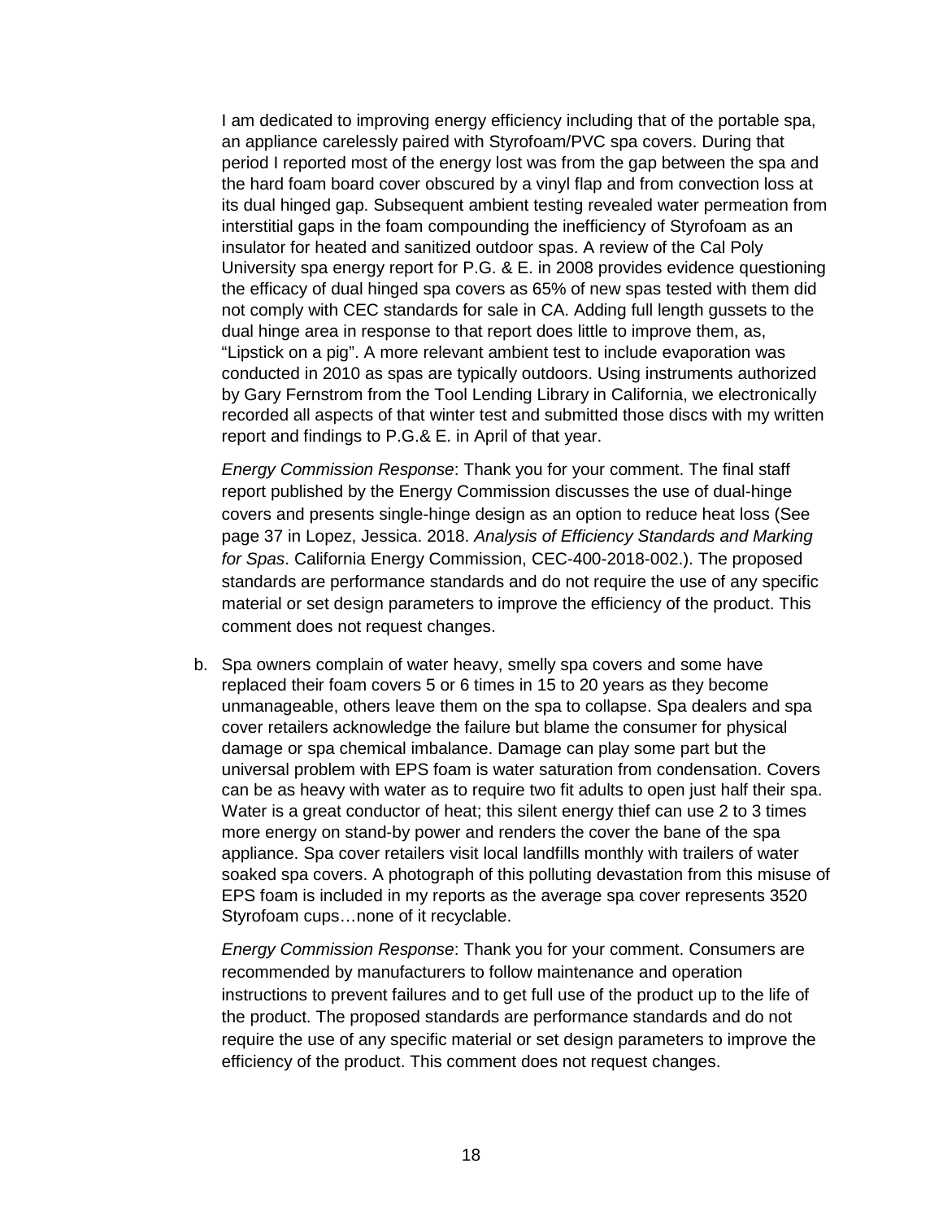I am dedicated to improving energy efficiency including that of the portable spa, an appliance carelessly paired with Styrofoam/PVC spa covers. During that period I reported most of the energy lost was from the gap between the spa and the hard foam board cover obscured by a vinyl flap and from convection loss at its dual hinged gap. Subsequent ambient testing revealed water permeation from interstitial gaps in the foam compounding the inefficiency of Styrofoam as an insulator for heated and sanitized outdoor spas. A review of the Cal Poly University spa energy report for P.G. & E. in 2008 provides evidence questioning the efficacy of dual hinged spa covers as 65% of new spas tested with them did not comply with CEC standards for sale in CA. Adding full length gussets to the dual hinge area in response to that report does little to improve them, as, "Lipstick on a pig". A more relevant ambient test to include evaporation was conducted in 2010 as spas are typically outdoors. Using instruments authorized by Gary Fernstrom from the Tool Lending Library in California, we electronically recorded all aspects of that winter test and submitted those discs with my written report and findings to P.G.& E. in April of that year.

*Energy Commission Response*: Thank you for your comment. The final staff report published by the Energy Commission discusses the use of dual-hinge covers and presents single-hinge design as an option to reduce heat loss (See page 37 in Lopez, Jessica. 2018. *Analysis of Efficiency Standards and Marking for Spas*. California Energy Commission, CEC-400-2018-002.). The proposed standards are performance standards and do not require the use of any specific material or set design parameters to improve the efficiency of the product. This comment does not request changes.

b. Spa owners complain of water heavy, smelly spa covers and some have replaced their foam covers 5 or 6 times in 15 to 20 years as they become unmanageable, others leave them on the spa to collapse. Spa dealers and spa cover retailers acknowledge the failure but blame the consumer for physical damage or spa chemical imbalance. Damage can play some part but the universal problem with EPS foam is water saturation from condensation. Covers can be as heavy with water as to require two fit adults to open just half their spa. Water is a great conductor of heat; this silent energy thief can use 2 to 3 times more energy on stand-by power and renders the cover the bane of the spa appliance. Spa cover retailers visit local landfills monthly with trailers of water soaked spa covers. A photograph of this polluting devastation from this misuse of EPS foam is included in my reports as the average spa cover represents 3520 Styrofoam cups…none of it recyclable.

   *Energy Commission Response*: Thank you for your comment. Consumers are recommended by manufacturers to follow maintenance and operation instructions to prevent failures and to get full use of the product up to the life of the product. The proposed standards are performance standards and do not require the use of any specific material or set design parameters to improve the efficiency of the product. This comment does not request changes.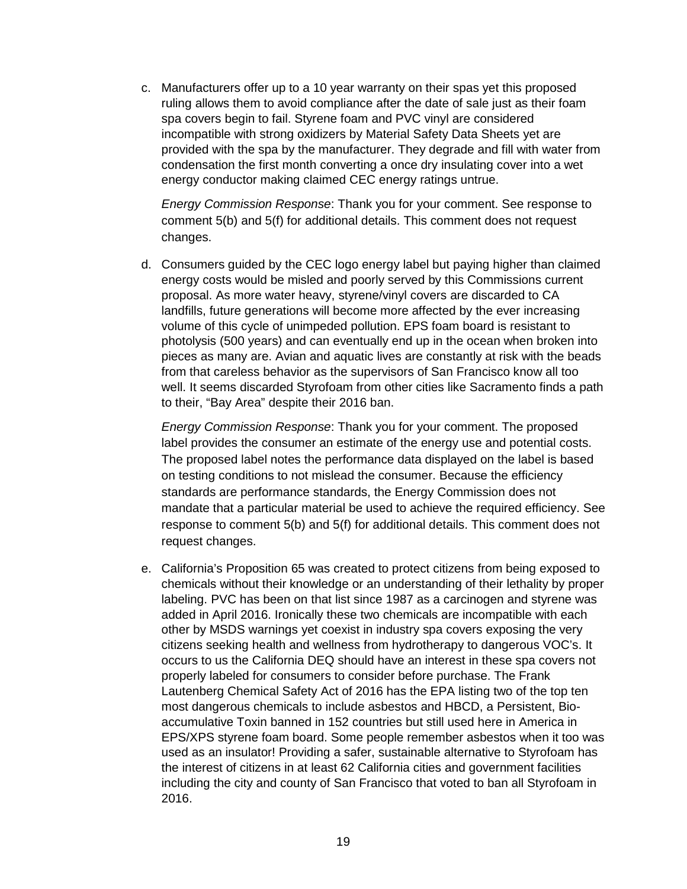c. Manufacturers offer up to a 10 year warranty on their spas yet this proposed ruling allows them to avoid compliance after the date of sale just as their foam spa covers begin to fail. Styrene foam and PVC vinyl are considered incompatible with strong oxidizers by Material Safety Data Sheets yet are provided with the spa by the manufacturer. They degrade and fill with water from condensation the first month converting a once dry insulating cover into a wet energy conductor making claimed CEC energy ratings untrue.

   *Energy Commission Response*: Thank you for your comment. See response to comment 5(b) and 5(f) for additional details. This comment does not request changes.

d. Consumers guided by the CEC logo energy label but paying higher than claimed energy costs would be misled and poorly served by this Commissions current proposal. As more water heavy, styrene/vinyl covers are discarded to CA landfills, future generations will become more affected by the ever increasing volume of this cycle of unimpeded pollution. EPS foam board is resistant to photolysis (500 years) and can eventually end up in the ocean when broken into pieces as many are. Avian and aquatic lives are constantly at risk with the beads from that careless behavior as the supervisors of San Francisco know all too well. It seems discarded Styrofoam from other cities like Sacramento finds a path to their, "Bay Area" despite their 2016 ban.

   *Energy Commission Response*: Thank you for your comment. The proposed label provides the consumer an estimate of the energy use and potential costs. The proposed label notes the performance data displayed on the label is based on testing conditions to not mislead the consumer. Because the efficiency standards are performance standards, the Energy Commission does not mandate that a particular material be used to achieve the required efficiency. See response to comment 5(b) and 5(f) for additional details. This comment does not request changes.

e. California's Proposition 65 was created to protect citizens from being exposed to chemicals without their knowledge or an understanding of their lethality by proper labeling. PVC has been on that list since 1987 as a carcinogen and styrene was added in April 2016. Ironically these two chemicals are incompatible with each other by MSDS warnings yet coexist in industry spa covers exposing the very citizens seeking health and wellness from hydrotherapy to dangerous VOC's. It occurs to us the California DEQ should have an interest in these spa covers not properly labeled for consumers to consider before purchase. The Frank Lautenberg Chemical Safety Act of 2016 has the EPA listing two of the top ten most dangerous chemicals to include asbestos and HBCD, a Persistent, Bio-accumulative Toxin banned in 152 countries but still used here in America in EPS/XPS styrene foam board. Some people remember asbestos when it too was used as an insulator! Providing a safer, sustainable alternative to Styrofoam has the interest of citizens in at least 62 California cities and government facilities including the city and county of San Francisco that voted to ban all Styrofoam in 2016.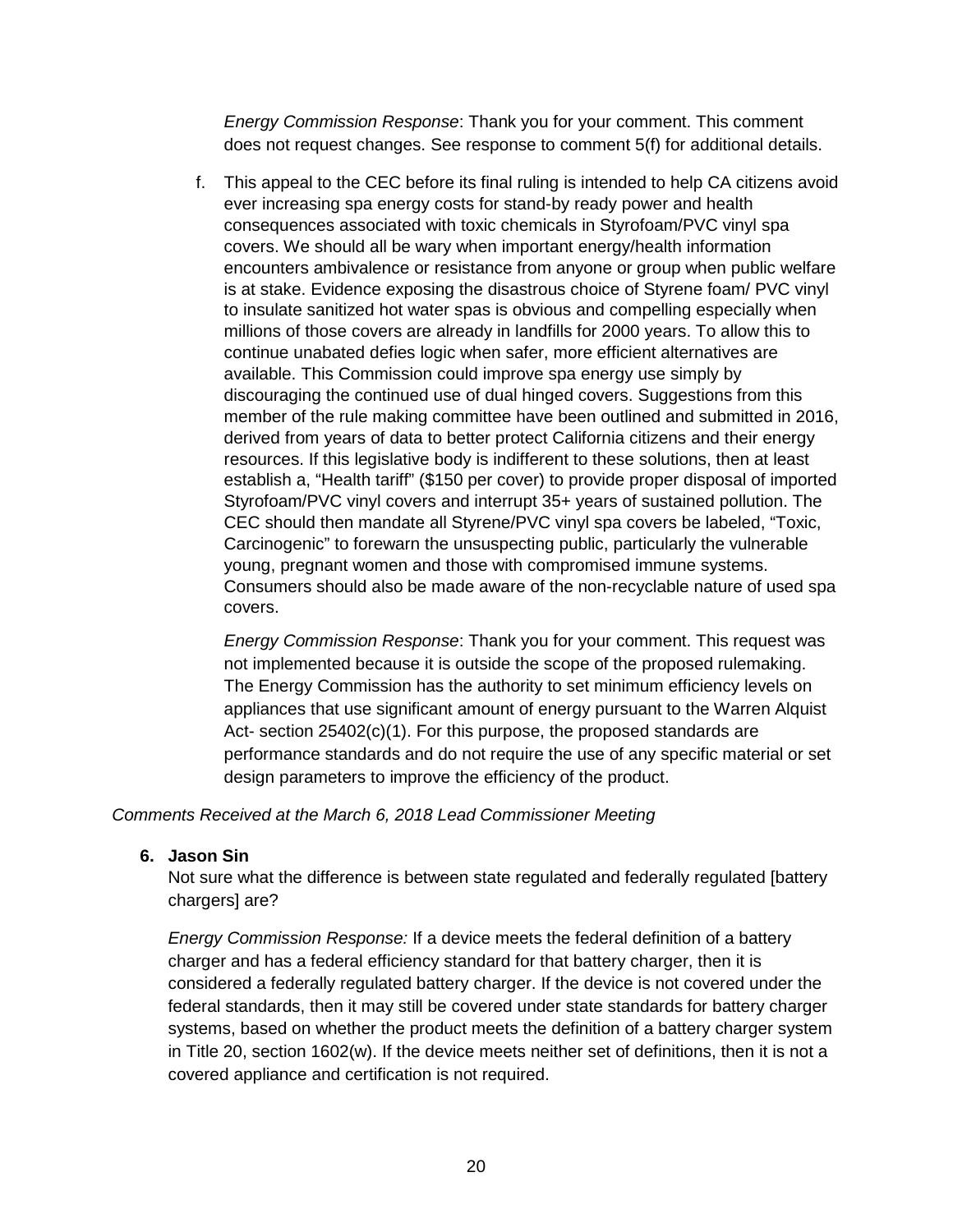*Energy Commission Response*: Thank you for your comment. This comment does not request changes. See response to comment 5(f) for additional details.

f. This appeal to the CEC before its final ruling is intended to help CA citizens avoid ever increasing spa energy costs for stand-by ready power and health consequences associated with toxic chemicals in Styrofoam/PVC vinyl spa covers. We should all be wary when important energy/health information encounters ambivalence or resistance from anyone or group when public welfare is at stake. Evidence exposing the disastrous choice of Styrene foam/ PVC vinyl to insulate sanitized hot water spas is obvious and compelling especially when millions of those covers are already in landfills for 2000 years. To allow this to continue unabated defies logic when safer, more efficient alternatives are available. This Commission could improve spa energy use simply by discouraging the continued use of dual hinged covers. Suggestions from this member of the rule making committee have been outlined and submitted in 2016, derived from years of data to better protect California citizens and their energy resources. If this legislative body is indifferent to these solutions, then at least establish a, "Health tariff" ($150 per cover) to provide proper disposal of imported Styrofoam/PVC vinyl covers and interrupt 35+ years of sustained pollution. The CEC should then mandate all Styrene/PVC vinyl spa covers be labeled, "Toxic, Carcinogenic" to forewarn the unsuspecting public, particularly the vulnerable young, pregnant women and those with compromised immune systems. Consumers should also be made aware of the non-recyclable nature of used spa covers.

   *Energy Commission Response*: Thank you for your comment. This request was not implemented because it is outside the scope of the proposed rulemaking. The Energy Commission has the authority to set minimum efficiency levels on appliances that use significant amount of energy pursuant to the Warren Alquist Act- section 25402(c)(1). For this purpose, the proposed standards are performance standards and do not require the use of any specific material or set design parameters to improve the efficiency of the product.

*Comments Received at the March 6, 2018 Lead Commissioner Meeting*

6. **Jason Sin**

   Not sure what the difference is between state regulated and federally regulated [battery chargers] are?

   *Energy Commission Response:* If a device meets the federal definition of a battery charger and has a federal efficiency standard for that battery charger, then it is considered a federally regulated battery charger. If the device is not covered under the federal standards, then it may still be covered under state standards for battery charger systems, based on whether the product meets the definition of a battery charger system in Title 20, section 1602(w). If the device meets neither set of definitions, then it is not a covered appliance and certification is not required.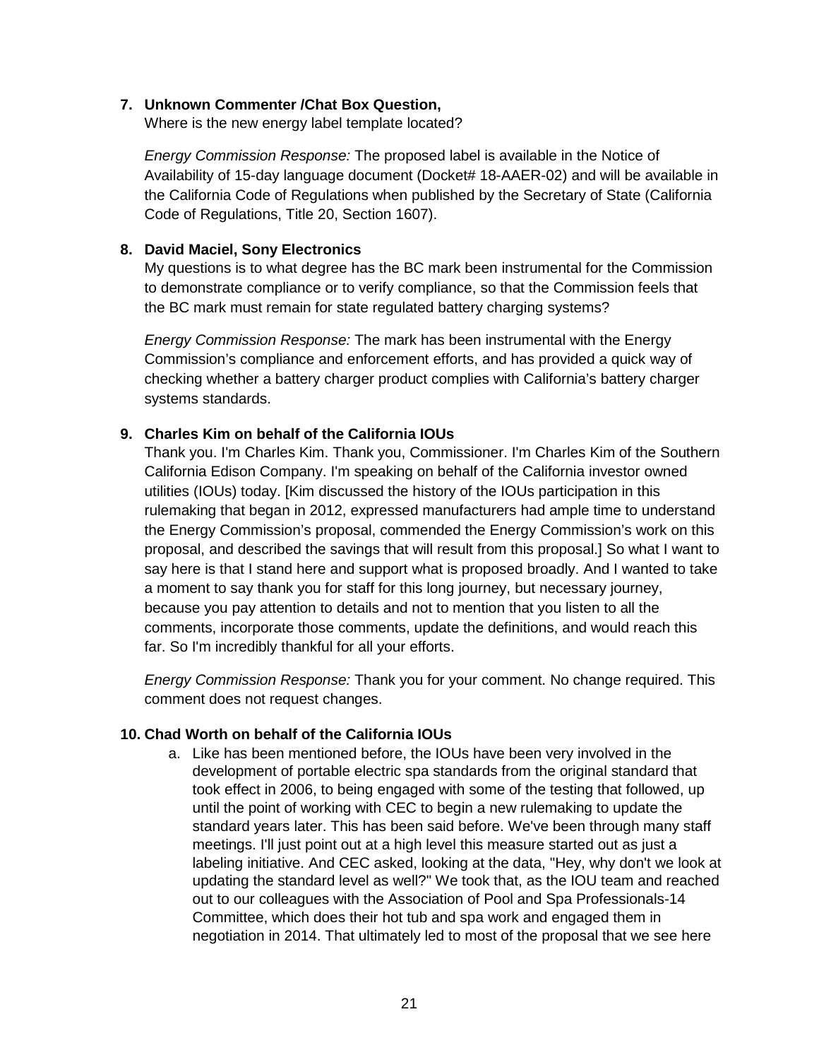**7. Unknown Commenter /Chat Box Question,**
Where is the new energy label template located?

*Energy Commission Response:* The proposed label is available in the Notice of Availability of 15-day language document (Docket# 18-AAER-02) and will be available in the California Code of Regulations when published by the Secretary of State (California Code of Regulations, Title 20, Section 1607).

**8. David Maciel, Sony Electronics**
My questions is to what degree has the BC mark been instrumental for the Commission to demonstrate compliance or to verify compliance, so that the Commission feels that the BC mark must remain for state regulated battery charging systems?

*Energy Commission Response:* The mark has been instrumental with the Energy Commission's compliance and enforcement efforts, and has provided a quick way of checking whether a battery charger product complies with California's battery charger systems standards.

**9. Charles Kim on behalf of the California IOUs**
Thank you. I'm Charles Kim. Thank you, Commissioner. I'm Charles Kim of the Southern California Edison Company. I'm speaking on behalf of the California investor owned utilities (IOUs) today. [Kim discussed the history of the IOUs participation in this rulemaking that began in 2012, expressed manufacturers had ample time to understand the Energy Commission's proposal, commended the Energy Commission's work on this proposal, and described the savings that will result from this proposal.] So what I want to say here is that I stand here and support what is proposed broadly. And I wanted to take a moment to say thank you for staff for this long journey, but necessary journey, because you pay attention to details and not to mention that you listen to all the comments, incorporate those comments, update the definitions, and would reach this far. So I'm incredibly thankful for all your efforts.

*Energy Commission Response:* Thank you for your comment. No change required. This comment does not request changes.

**10. Chad Worth on behalf of the California IOUs**

a. Like has been mentioned before, the IOUs have been very involved in the development of portable electric spa standards from the original standard that took effect in 2006, to being engaged with some of the testing that followed, up until the point of working with CEC to begin a new rulemaking to update the standard years later. This has been said before. We've been through many staff meetings. I'll just point out at a high level this measure started out as just a labeling initiative. And CEC asked, looking at the data, "Hey, why don't we look at updating the standard level as well?" We took that, as the IOU team and reached out to our colleagues with the Association of Pool and Spa Professionals-14 Committee, which does their hot tub and spa work and engaged them in negotiation in 2014. That ultimately led to most of the proposal that we see here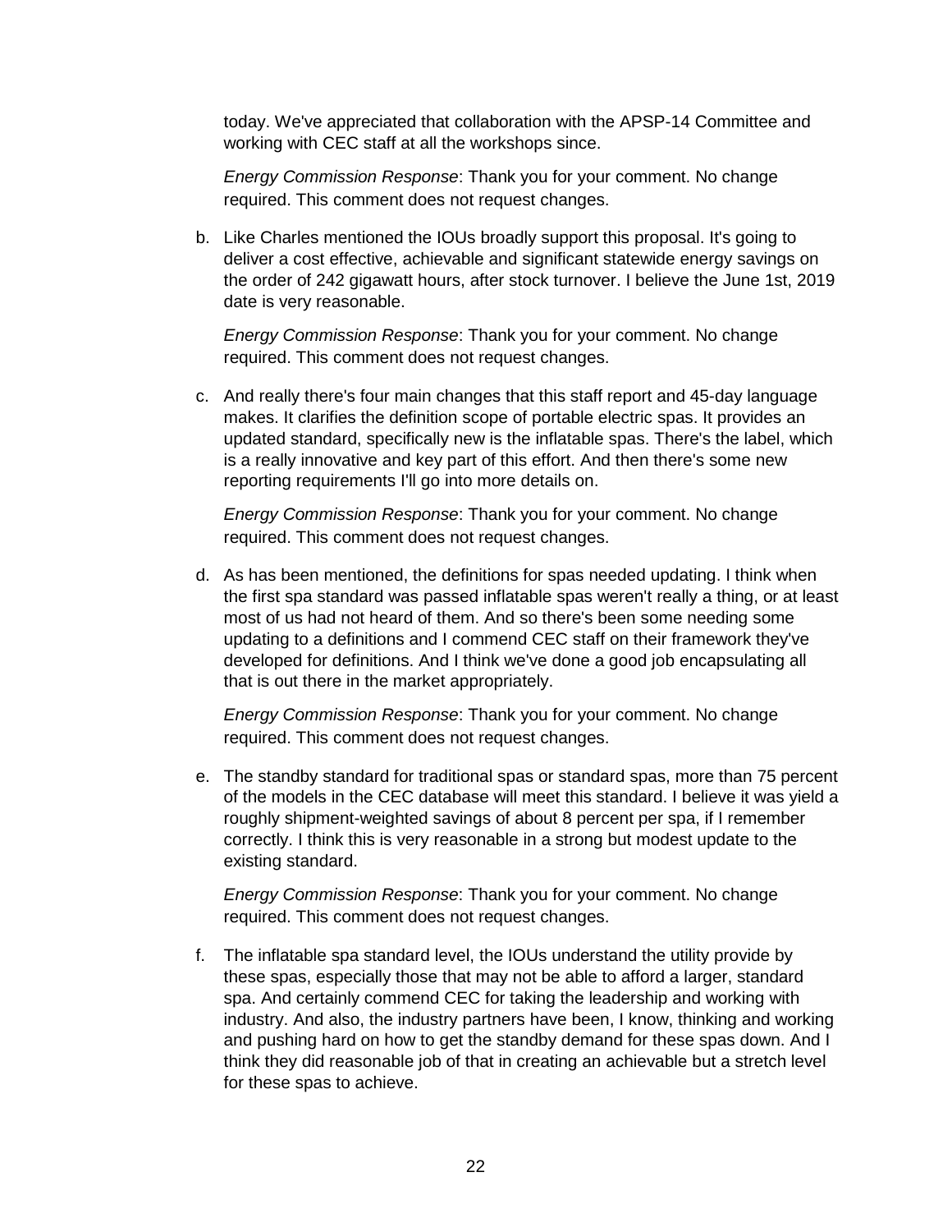today. We've appreciated that collaboration with the APSP-14 Committee and working with CEC staff at all the workshops since.

*Energy Commission Response*: Thank you for your comment. No change required. This comment does not request changes.

b. Like Charles mentioned the IOUs broadly support this proposal. It's going to deliver a cost effective, achievable and significant statewide energy savings on the order of 242 gigawatt hours, after stock turnover. I believe the June 1st, 2019 date is very reasonable.

   *Energy Commission Response*: Thank you for your comment. No change required. This comment does not request changes.

c. And really there's four main changes that this staff report and 45-day language makes. It clarifies the definition scope of portable electric spas. It provides an updated standard, specifically new is the inflatable spas. There's the label, which is a really innovative and key part of this effort. And then there's some new reporting requirements I'll go into more details on.

   *Energy Commission Response*: Thank you for your comment. No change required. This comment does not request changes.

d. As has been mentioned, the definitions for spas needed updating. I think when the first spa standard was passed inflatable spas weren't really a thing, or at least most of us had not heard of them. And so there's been some needing some updating to a definitions and I commend CEC staff on their framework they've developed for definitions. And I think we've done a good job encapsulating all that is out there in the market appropriately.

   *Energy Commission Response*: Thank you for your comment. No change required. This comment does not request changes.

e. The standby standard for traditional spas or standard spas, more than 75 percent of the models in the CEC database will meet this standard. I believe it was yield a roughly shipment-weighted savings of about 8 percent per spa, if I remember correctly. I think this is very reasonable in a strong but modest update to the existing standard.

   *Energy Commission Response*: Thank you for your comment. No change required. This comment does not request changes.

f. The inflatable spa standard level, the IOUs understand the utility provide by these spas, especially those that may not be able to afford a larger, standard spa. And certainly commend CEC for taking the leadership and working with industry. And also, the industry partners have been, I know, thinking and working and pushing hard on how to get the standby demand for these spas down. And I think they did reasonable job of that in creating an achievable but a stretch level for these spas to achieve.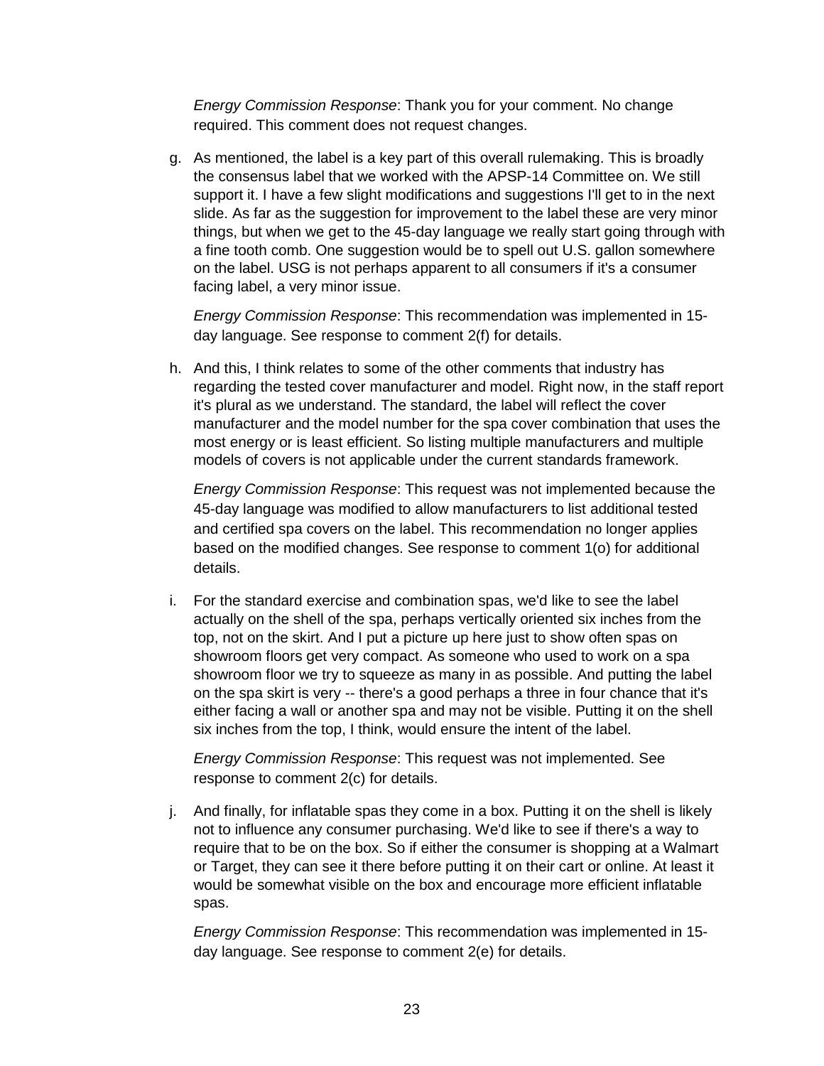*Energy Commission Response*: Thank you for your comment. No change required. This comment does not request changes.

g. As mentioned, the label is a key part of this overall rulemaking. This is broadly the consensus label that we worked with the APSP-14 Committee on. We still support it. I have a few slight modifications and suggestions I'll get to in the next slide. As far as the suggestion for improvement to the label these are very minor things, but when we get to the 45-day language we really start going through with a fine tooth comb. One suggestion would be to spell out U.S. gallon somewhere on the label. USG is not perhaps apparent to all consumers if it's a consumer facing label, a very minor issue.

   *Energy Commission Response*: This recommendation was implemented in 15-day language. See response to comment 2(f) for details.

h. And this, I think relates to some of the other comments that industry has regarding the tested cover manufacturer and model. Right now, in the staff report it's plural as we understand. The standard, the label will reflect the cover manufacturer and the model number for the spa cover combination that uses the most energy or is least efficient. So listing multiple manufacturers and multiple models of covers is not applicable under the current standards framework.

   *Energy Commission Response*: This request was not implemented because the 45-day language was modified to allow manufacturers to list additional tested and certified spa covers on the label. This recommendation no longer applies based on the modified changes. See response to comment 1(o) for additional details.

i. For the standard exercise and combination spas, we'd like to see the label actually on the shell of the spa, perhaps vertically oriented six inches from the top, not on the skirt. And I put a picture up here just to show often spas on showroom floors get very compact. As someone who used to work on a spa showroom floor we try to squeeze as many in as possible. And putting the label on the spa skirt is very -- there's a good perhaps a three in four chance that it's either facing a wall or another spa and may not be visible. Putting it on the shell six inches from the top, I think, would ensure the intent of the label.

   *Energy Commission Response*: This request was not implemented. See response to comment 2(c) for details.

j. And finally, for inflatable spas they come in a box. Putting it on the shell is likely not to influence any consumer purchasing. We'd like to see if there's a way to require that to be on the box. So if either the consumer is shopping at a Walmart or Target, they can see it there before putting it on their cart or online. At least it would be somewhat visible on the box and encourage more efficient inflatable spas.

   *Energy Commission Response*: This recommendation was implemented in 15-day language. See response to comment 2(e) for details.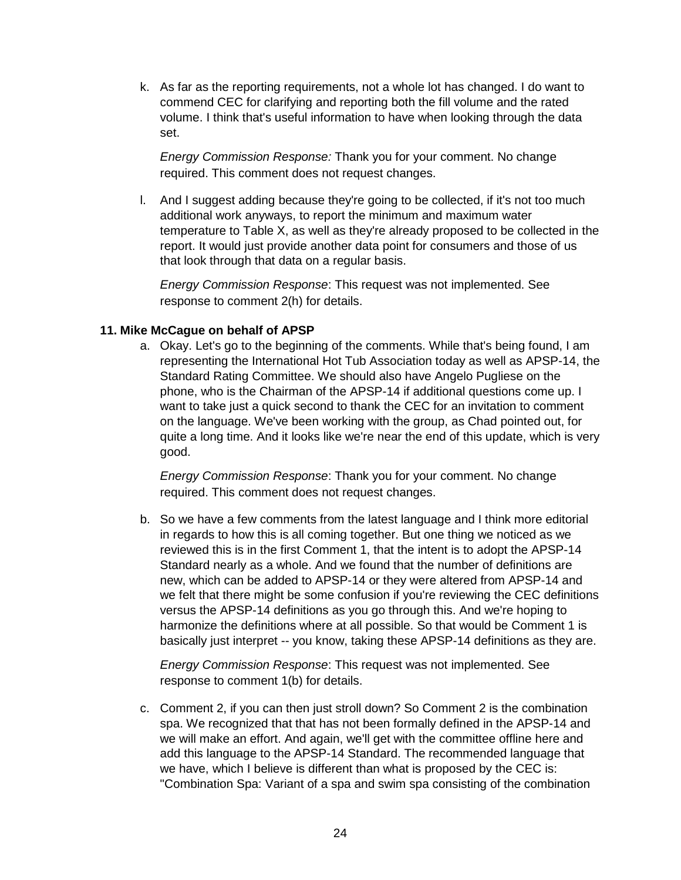k. As far as the reporting requirements, not a whole lot has changed. I do want to commend CEC for clarifying and reporting both the fill volume and the rated volume. I think that's useful information to have when looking through the data set.

   *Energy Commission Response:* Thank you for your comment. No change required. This comment does not request changes.

l. And I suggest adding because they're going to be collected, if it's not too much additional work anyways, to report the minimum and maximum water temperature to Table X, as well as they're already proposed to be collected in the report. It would just provide another data point for consumers and those of us that look through that data on a regular basis.

   *Energy Commission Response*: This request was not implemented. See response to comment 2(h) for details.

**11. Mike McCague on behalf of APSP**

a. Okay. Let's go to the beginning of the comments. While that's being found, I am representing the International Hot Tub Association today as well as APSP-14, the Standard Rating Committee. We should also have Angelo Pugliese on the phone, who is the Chairman of the APSP-14 if additional questions come up. I want to take just a quick second to thank the CEC for an invitation to comment on the language. We've been working with the group, as Chad pointed out, for quite a long time. And it looks like we're near the end of this update, which is very good.

   *Energy Commission Response*: Thank you for your comment. No change required. This comment does not request changes.

b. So we have a few comments from the latest language and I think more editorial in regards to how this is all coming together. But one thing we noticed as we reviewed this is in the first Comment 1, that the intent is to adopt the APSP-14 Standard nearly as a whole. And we found that the number of definitions are new, which can be added to APSP-14 or they were altered from APSP-14 and we felt that there might be some confusion if you're reviewing the CEC definitions versus the APSP-14 definitions as you go through this. And we're hoping to harmonize the definitions where at all possible. So that would be Comment 1 is basically just interpret -- you know, taking these APSP-14 definitions as they are.

   *Energy Commission Response*: This request was not implemented. See response to comment 1(b) for details.

c. Comment 2, if you can then just stroll down? So Comment 2 is the combination spa. We recognized that that has not been formally defined in the APSP-14 and we will make an effort. And again, we'll get with the committee offline here and add this language to the APSP-14 Standard. The recommended language that we have, which I believe is different than what is proposed by the CEC is: "Combination Spa: Variant of a spa and swim spa consisting of the combination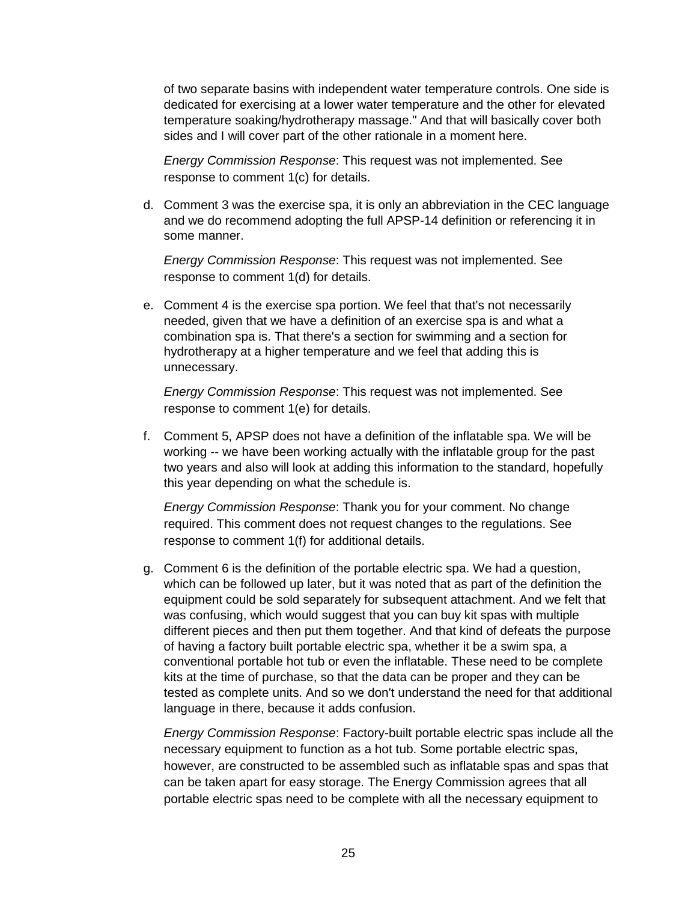of two separate basins with independent water temperature controls. One side is dedicated for exercising at a lower water temperature and the other for elevated temperature soaking/hydrotherapy massage." And that will basically cover both sides and I will cover part of the other rationale in a moment here.

*Energy Commission Response*: This request was not implemented. See response to comment 1(c) for details.

d. Comment 3 was the exercise spa, it is only an abbreviation in the CEC language and we do recommend adopting the full APSP-14 definition or referencing it in some manner.

   *Energy Commission Response*: This request was not implemented. See response to comment 1(d) for details.

e. Comment 4 is the exercise spa portion. We feel that that's not necessarily needed, given that we have a definition of an exercise spa is and what a combination spa is. That there's a section for swimming and a section for hydrotherapy at a higher temperature and we feel that adding this is unnecessary.

   *Energy Commission Response*: This request was not implemented. See response to comment 1(e) for details.

f. Comment 5, APSP does not have a definition of the inflatable spa. We will be working -- we have been working actually with the inflatable group for the past two years and also will look at adding this information to the standard, hopefully this year depending on what the schedule is.

   *Energy Commission Response*: Thank you for your comment. No change required. This comment does not request changes to the regulations. See response to comment 1(f) for additional details.

g. Comment 6 is the definition of the portable electric spa. We had a question, which can be followed up later, but it was noted that as part of the definition the equipment could be sold separately for subsequent attachment. And we felt that was confusing, which would suggest that you can buy kit spas with multiple different pieces and then put them together. And that kind of defeats the purpose of having a factory built portable electric spa, whether it be a swim spa, a conventional portable hot tub or even the inflatable. These need to be complete kits at the time of purchase, so that the data can be proper and they can be tested as complete units. And so we don't understand the need for that additional language in there, because it adds confusion.

   *Energy Commission Response*: Factory-built portable electric spas include all the necessary equipment to function as a hot tub. Some portable electric spas, however, are constructed to be assembled such as inflatable spas and spas that can be taken apart for easy storage. The Energy Commission agrees that all portable electric spas need to be complete with all the necessary equipment to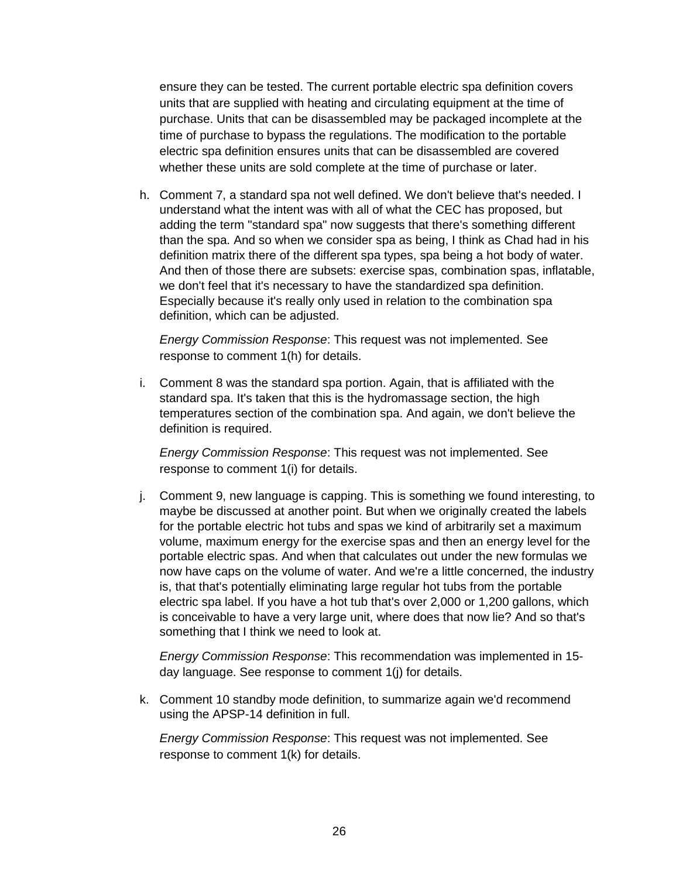ensure they can be tested. The current portable electric spa definition covers units that are supplied with heating and circulating equipment at the time of purchase. Units that can be disassembled may be packaged incomplete at the time of purchase to bypass the regulations. The modification to the portable electric spa definition ensures units that can be disassembled are covered whether these units are sold complete at the time of purchase or later.

h. Comment 7, a standard spa not well defined. We don't believe that's needed. I understand what the intent was with all of what the CEC has proposed, but adding the term "standard spa" now suggests that there's something different than the spa. And so when we consider spa as being, I think as Chad had in his definition matrix there of the different spa types, spa being a hot body of water. And then of those there are subsets: exercise spas, combination spas, inflatable, we don't feel that it's necessary to have the standardized spa definition. Especially because it's really only used in relation to the combination spa definition, which can be adjusted.

   *Energy Commission Response*: This request was not implemented. See response to comment 1(h) for details.

i. Comment 8 was the standard spa portion. Again, that is affiliated with the standard spa. It's taken that this is the hydromassage section, the high temperatures section of the combination spa. And again, we don't believe the definition is required.

   *Energy Commission Response*: This request was not implemented. See response to comment 1(i) for details.

j. Comment 9, new language is capping. This is something we found interesting, to maybe be discussed at another point. But when we originally created the labels for the portable electric hot tubs and spas we kind of arbitrarily set a maximum volume, maximum energy for the exercise spas and then an energy level for the portable electric spas. And when that calculates out under the new formulas we now have caps on the volume of water. And we're a little concerned, the industry is, that that's potentially eliminating large regular hot tubs from the portable electric spa label. If you have a hot tub that's over 2,000 or 1,200 gallons, which is conceivable to have a very large unit, where does that now lie? And so that's something that I think we need to look at.

   *Energy Commission Response*: This recommendation was implemented in 15-day language. See response to comment 1(j) for details.

k. Comment 10 standby mode definition, to summarize again we'd recommend using the APSP-14 definition in full.

   *Energy Commission Response*: This request was not implemented. See response to comment 1(k) for details.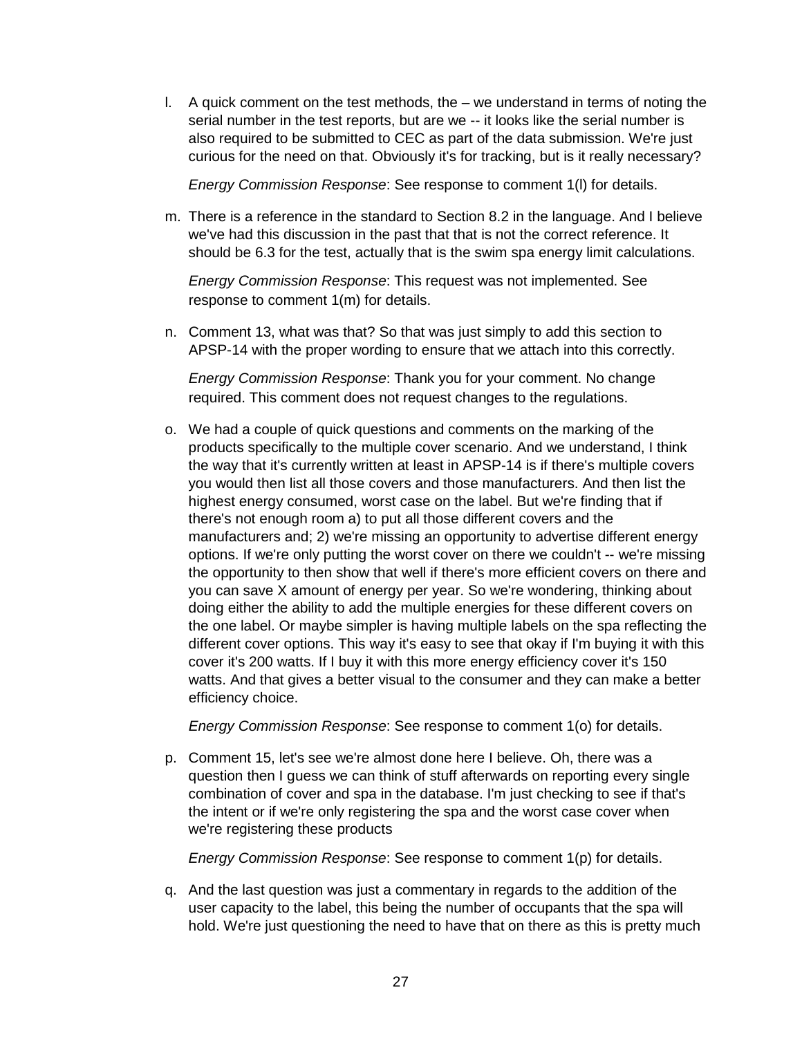l. A quick comment on the test methods, the – we understand in terms of noting the serial number in the test reports, but are we -- it looks like the serial number is also required to be submitted to CEC as part of the data submission. We're just curious for the need on that. Obviously it's for tracking, but is it really necessary?

   *Energy Commission Response*: See response to comment 1(l) for details.

m. There is a reference in the standard to Section 8.2 in the language. And I believe we've had this discussion in the past that that is not the correct reference. It should be 6.3 for the test, actually that is the swim spa energy limit calculations.

   *Energy Commission Response*: This request was not implemented. See response to comment 1(m) for details.

n. Comment 13, what was that? So that was just simply to add this section to APSP-14 with the proper wording to ensure that we attach into this correctly.

   *Energy Commission Response*: Thank you for your comment. No change required. This comment does not request changes to the regulations.

o. We had a couple of quick questions and comments on the marking of the products specifically to the multiple cover scenario. And we understand, I think the way that it's currently written at least in APSP-14 is if there's multiple covers you would then list all those covers and those manufacturers. And then list the highest energy consumed, worst case on the label. But we're finding that if there's not enough room a) to put all those different covers and the manufacturers and; 2) we're missing an opportunity to advertise different energy options. If we're only putting the worst cover on there we couldn't -- we're missing the opportunity to then show that well if there's more efficient covers on there and you can save X amount of energy per year. So we're wondering, thinking about doing either the ability to add the multiple energies for these different covers on the one label. Or maybe simpler is having multiple labels on the spa reflecting the different cover options. This way it's easy to see that okay if I'm buying it with this cover it's 200 watts. If I buy it with this more energy efficiency cover it's 150 watts. And that gives a better visual to the consumer and they can make a better efficiency choice.

   *Energy Commission Response*: See response to comment 1(o) for details.

p. Comment 15, let's see we're almost done here I believe. Oh, there was a question then I guess we can think of stuff afterwards on reporting every single combination of cover and spa in the database. I'm just checking to see if that's the intent or if we're only registering the spa and the worst case cover when we're registering these products

   *Energy Commission Response*: See response to comment 1(p) for details.

q. And the last question was just a commentary in regards to the addition of the user capacity to the label, this being the number of occupants that the spa will hold. We're just questioning the need to have that on there as this is pretty much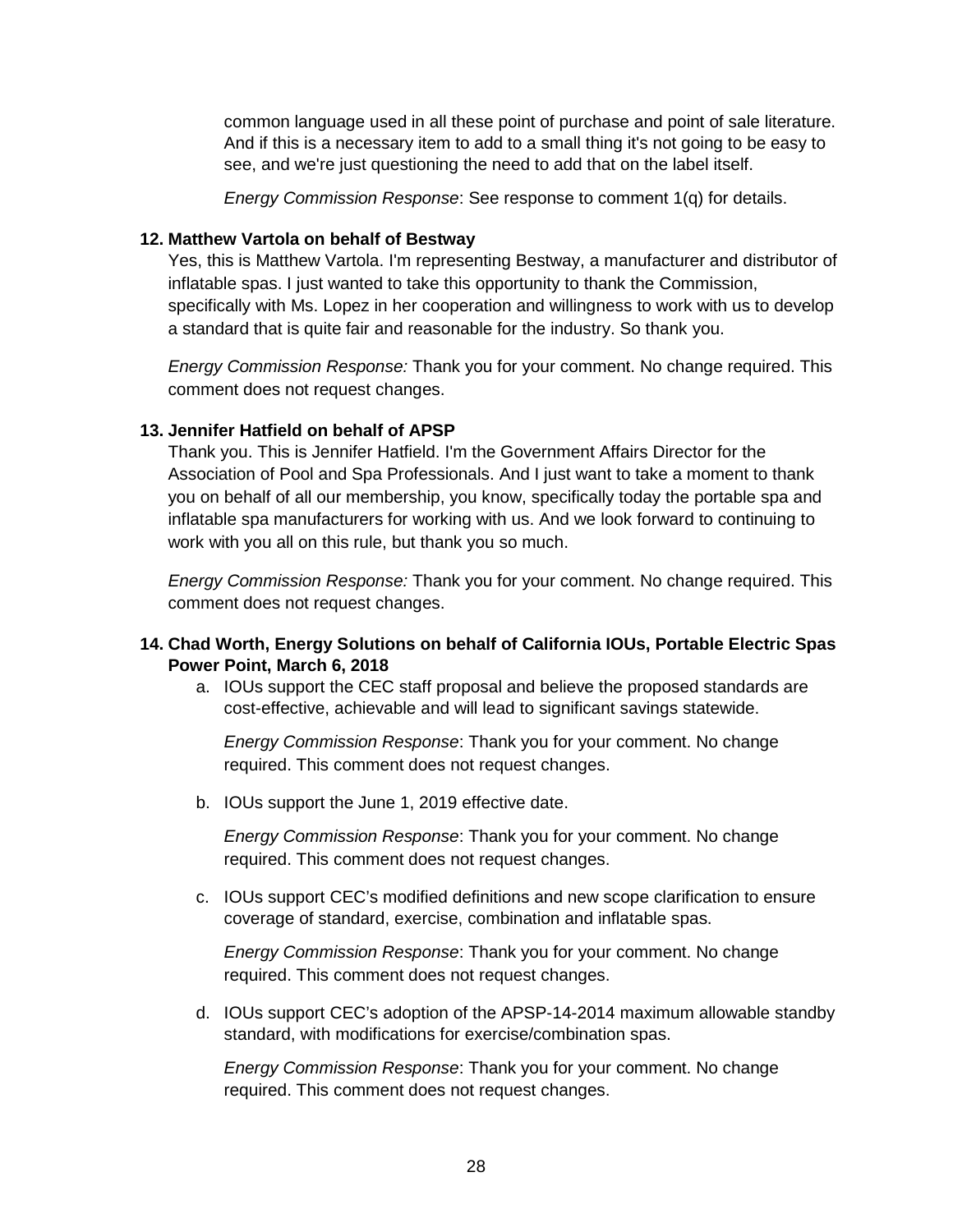common language used in all these point of purchase and point of sale literature. And if this is a necessary item to add to a small thing it's not going to be easy to see, and we're just questioning the need to add that on the label itself.

*Energy Commission Response*: See response to comment 1(q) for details.

**12. Matthew Vartola on behalf of Bestway**

Yes, this is Matthew Vartola. I'm representing Bestway, a manufacturer and distributor of inflatable spas. I just wanted to take this opportunity to thank the Commission, specifically with Ms. Lopez in her cooperation and willingness to work with us to develop a standard that is quite fair and reasonable for the industry. So thank you.

*Energy Commission Response:* Thank you for your comment. No change required. This comment does not request changes.

**13. Jennifer Hatfield on behalf of APSP**

Thank you. This is Jennifer Hatfield. I'm the Government Affairs Director for the Association of Pool and Spa Professionals. And I just want to take a moment to thank you on behalf of all our membership, you know, specifically today the portable spa and inflatable spa manufacturers for working with us. And we look forward to continuing to work with you all on this rule, but thank you so much.

*Energy Commission Response:* Thank you for your comment. No change required. This comment does not request changes.

**14. Chad Worth, Energy Solutions on behalf of California IOUs, Portable Electric Spas Power Point, March 6, 2018**

a. IOUs support the CEC staff proposal and believe the proposed standards are cost-effective, achievable and will lead to significant savings statewide.

   *Energy Commission Response*: Thank you for your comment. No change required. This comment does not request changes.

b. IOUs support the June 1, 2019 effective date.

   *Energy Commission Response*: Thank you for your comment. No change required. This comment does not request changes.

c. IOUs support CEC's modified definitions and new scope clarification to ensure coverage of standard, exercise, combination and inflatable spas.

   *Energy Commission Response*: Thank you for your comment. No change required. This comment does not request changes.

d. IOUs support CEC's adoption of the APSP-14-2014 maximum allowable standby standard, with modifications for exercise/combination spas.

   *Energy Commission Response*: Thank you for your comment. No change required. This comment does not request changes.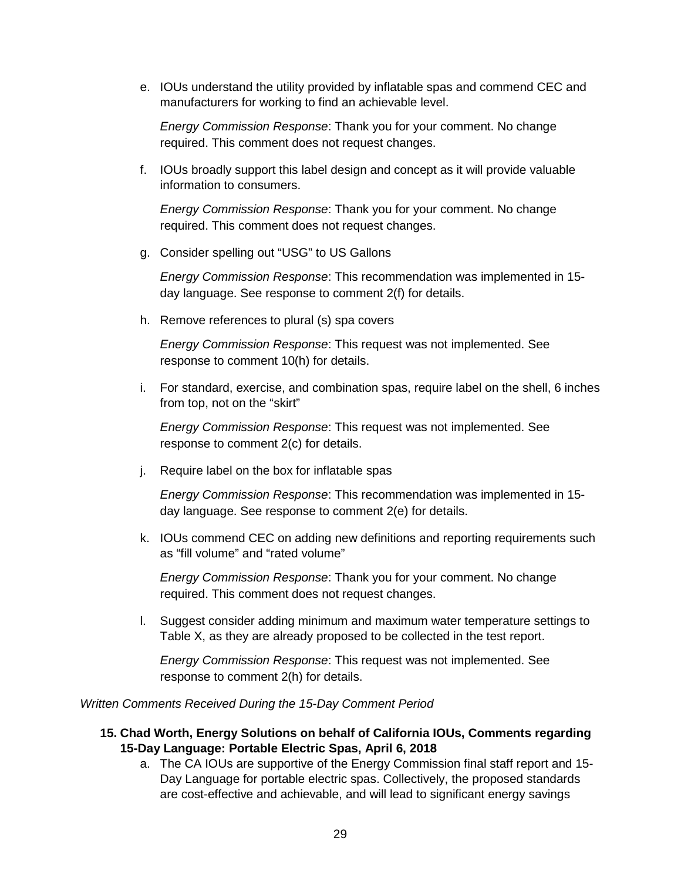e. IOUs understand the utility provided by inflatable spas and commend CEC and manufacturers for working to find an achievable level.

   *Energy Commission Response*: Thank you for your comment. No change required. This comment does not request changes.

f. IOUs broadly support this label design and concept as it will provide valuable information to consumers.

   *Energy Commission Response*: Thank you for your comment. No change required. This comment does not request changes.

g. Consider spelling out "USG" to US Gallons

   *Energy Commission Response*: This recommendation was implemented in 15-day language. See response to comment 2(f) for details.

h. Remove references to plural (s) spa covers

   *Energy Commission Response*: This request was not implemented. See response to comment 10(h) for details.

i. For standard, exercise, and combination spas, require label on the shell, 6 inches from top, not on the "skirt"

   *Energy Commission Response*: This request was not implemented. See response to comment 2(c) for details.

j. Require label on the box for inflatable spas

   *Energy Commission Response*: This recommendation was implemented in 15-day language. See response to comment 2(e) for details.

k. IOUs commend CEC on adding new definitions and reporting requirements such as "fill volume" and "rated volume"

   *Energy Commission Response*: Thank you for your comment. No change required. This comment does not request changes.

l. Suggest consider adding minimum and maximum water temperature settings to Table X, as they are already proposed to be collected in the test report.

   *Energy Commission Response*: This request was not implemented. See response to comment 2(h) for details.

*Written Comments Received During the 15-Day Comment Period*

**15. Chad Worth, Energy Solutions on behalf of California IOUs, Comments regarding 15-Day Language: Portable Electric Spas, April 6, 2018**

a. The CA IOUs are supportive of the Energy Commission final staff report and 15-Day Language for portable electric spas. Collectively, the proposed standards are cost-effective and achievable, and will lead to significant energy savings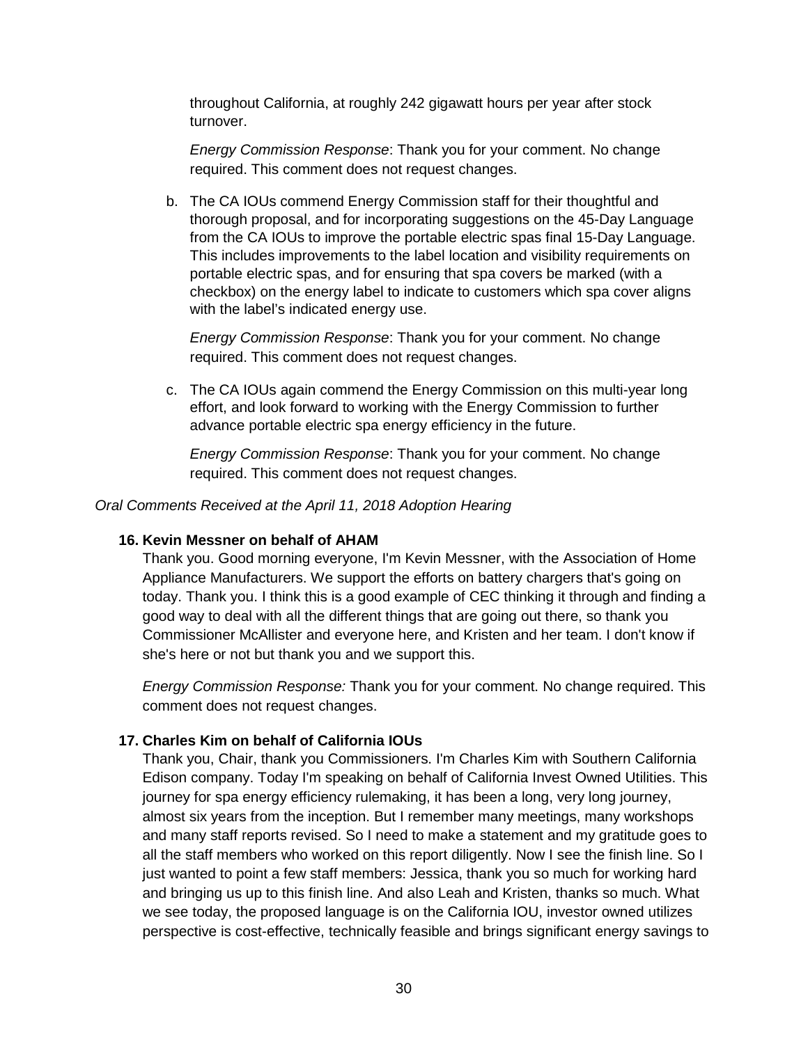throughout California, at roughly 242 gigawatt hours per year after stock turnover.

*Energy Commission Response*: Thank you for your comment. No change required. This comment does not request changes.

b. The CA IOUs commend Energy Commission staff for their thoughtful and thorough proposal, and for incorporating suggestions on the 45-Day Language from the CA IOUs to improve the portable electric spas final 15-Day Language. This includes improvements to the label location and visibility requirements on portable electric spas, and for ensuring that spa covers be marked (with a checkbox) on the energy label to indicate to customers which spa cover aligns with the label's indicated energy use.

   *Energy Commission Response*: Thank you for your comment. No change required. This comment does not request changes.

c. The CA IOUs again commend the Energy Commission on this multi-year long effort, and look forward to working with the Energy Commission to further advance portable electric spa energy efficiency in the future.

   *Energy Commission Response*: Thank you for your comment. No change required. This comment does not request changes.

*Oral Comments Received at the April 11, 2018 Adoption Hearing*

**16. Kevin Messner on behalf of AHAM**

Thank you. Good morning everyone, I'm Kevin Messner, with the Association of Home Appliance Manufacturers. We support the efforts on battery chargers that's going on today. Thank you. I think this is a good example of CEC thinking it through and finding a good way to deal with all the different things that are going out there, so thank you Commissioner McAllister and everyone here, and Kristen and her team. I don't know if she's here or not but thank you and we support this.

*Energy Commission Response:* Thank you for your comment. No change required. This comment does not request changes.

**17. Charles Kim on behalf of California IOUs**

Thank you, Chair, thank you Commissioners. I'm Charles Kim with Southern California Edison company. Today I'm speaking on behalf of California Invest Owned Utilities. This journey for spa energy efficiency rulemaking, it has been a long, very long journey, almost six years from the inception. But I remember many meetings, many workshops and many staff reports revised. So I need to make a statement and my gratitude goes to all the staff members who worked on this report diligently. Now I see the finish line. So I just wanted to point a few staff members: Jessica, thank you so much for working hard and bringing us up to this finish line. And also Leah and Kristen, thanks so much. What we see today, the proposed language is on the California IOU, investor owned utilizes perspective is cost-effective, technically feasible and brings significant energy savings to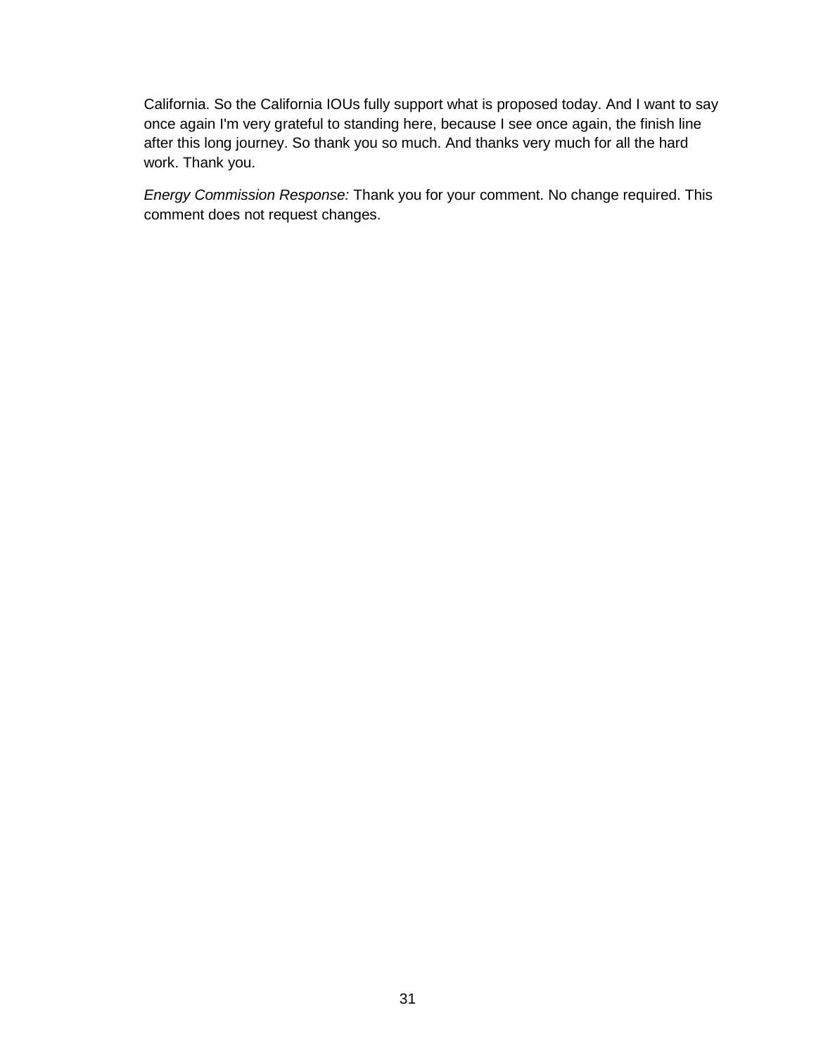California. So the California IOUs fully support what is proposed today. And I want to say once again I'm very grateful to standing here, because I see once again, the finish line after this long journey. So thank you so much. And thanks very much for all the hard work. Thank you.

*Energy Commission Response:* Thank you for your comment. No change required. This comment does not request changes.